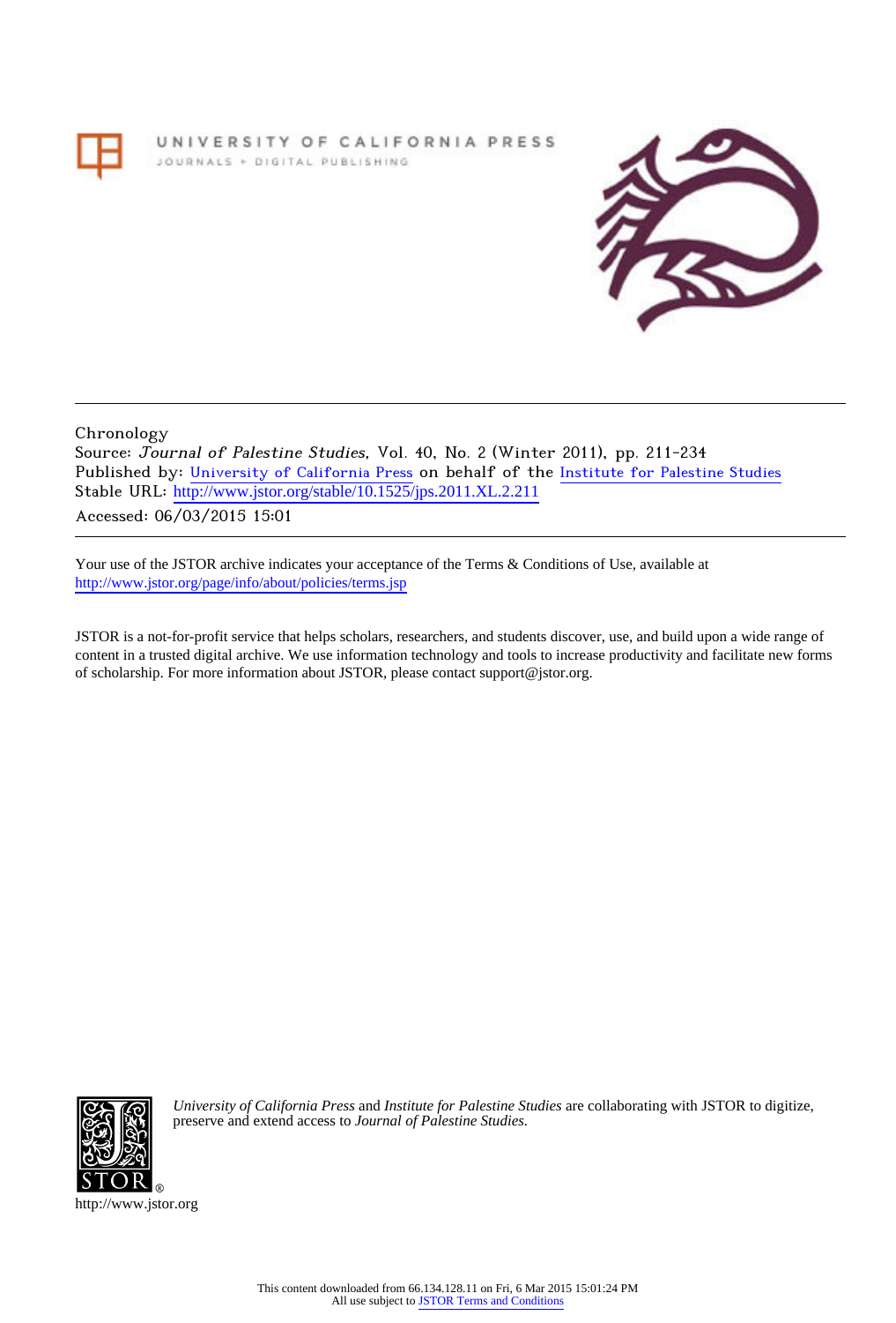UNIVERSITY OF CALIFORNIA PRESS
JOURNALS + DIGITAL PUBLISHING

Chronology
Source: *Journal of Palestine Studies*, Vol. 40, No. 2 (Winter 2011), pp. 211-234
Published by: University of California Press on behalf of the Institute for Palestine Studies
Stable URL: http://www.jstor.org/stable/10.1525/jps.2011.XL.2.211
Accessed: 06/03/2015 15:01

Your use of the JSTOR archive indicates your acceptance of the Terms & Conditions of Use, available at
http://www.jstor.org/page/info/about/policies/terms.jsp

JSTOR is a not-for-profit service that helps scholars, researchers, and students discover, use, and build upon a wide range of content in a trusted digital archive. We use information technology and tools to increase productivity and facilitate new forms of scholarship. For more information about JSTOR, please contact support@jstor.org.

*University of California Press* and *Institute for Palestine Studies* are collaborating with JSTOR to digitize, preserve and extend access to *Journal of Palestine Studies*.

http://www.jstor.org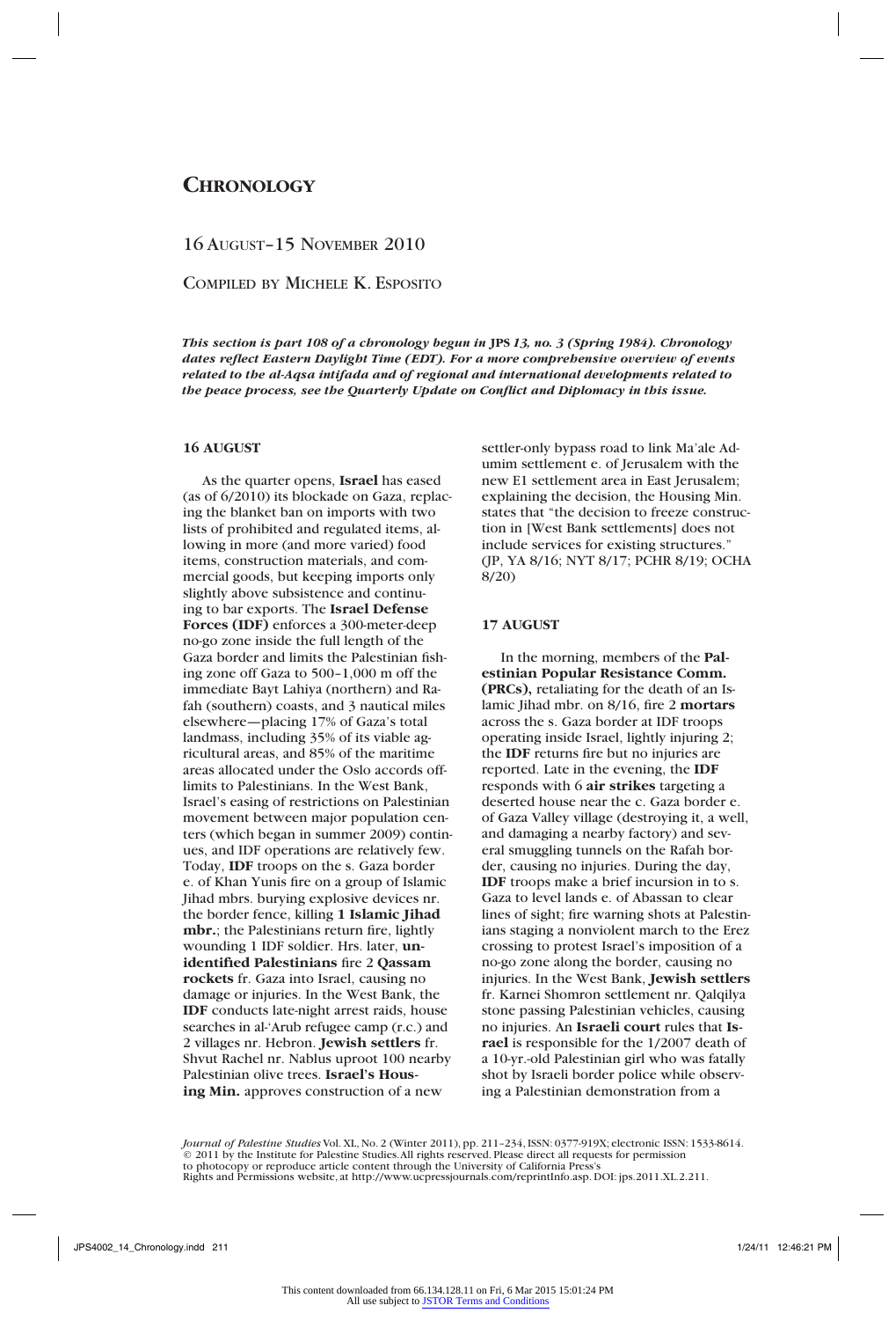# Chronology

## 16 August–15 November 2010

### Compiled by Michele K. Esposito

***This section is part 108 of a chronology begun in* JPS *13, no. 3 (Spring 1984). Chronology dates reflect Eastern Daylight Time (EDT). For a more comprehensive overview of events related to the al-Aqsa intifada and of regional and international developments related to the peace process, see the Quarterly Update on Conflict and Diplomacy in this issue.***

#### 16 AUGUST

As the quarter opens, **Israel** has eased (as of 6/2010) its blockade on Gaza, replacing the blanket ban on imports with two lists of prohibited and regulated items, allowing in more (and more varied) food items, construction materials, and commercial goods, but keeping imports only slightly above subsistence and continuing to bar exports. The **Israel Defense Forces (IDF)** enforces a 300-meter-deep no-go zone inside the full length of the Gaza border and limits the Palestinian fishing zone off Gaza to 500–1,000 m off the immediate Bayt Lahiya (northern) and Rafah (southern) coasts, and 3 nautical miles elsewhere—placing 17% of Gaza's total landmass, including 35% of its viable agricultural areas, and 85% of the maritime areas allocated under the Oslo accords off-limits to Palestinians. In the West Bank, Israel's easing of restrictions on Palestinian movement between major population centers (which began in summer 2009) continues, and IDF operations are relatively few. Today, **IDF** troops on the s. Gaza border e. of Khan Yunis fire on a group of Islamic Jihad mbrs. burying explosive devices nr. the border fence, killing **1 Islamic Jihad mbr.**; the Palestinians return fire, lightly wounding 1 IDF soldier. Hrs. later, **unidentified Palestinians** fire 2 **Qassam rockets** fr. Gaza into Israel, causing no damage or injuries. In the West Bank, the **IDF** conducts late-night arrest raids, house searches in al-'Arub refugee camp (r.c.) and 2 villages nr. Hebron. **Jewish settlers** fr. Shvut Rachel nr. Nablus uproot 100 nearby Palestinian olive trees. **Israel's Housing Min.** approves construction of a new settler-only bypass road to link Ma'ale Adumim settlement e. of Jerusalem with the new E1 settlement area in East Jerusalem; explaining the decision, the Housing Min. states that "the decision to freeze construction in [West Bank settlements] does not include services for existing structures." (JP, YA 8/16; NYT 8/17; PCHR 8/19; OCHA 8/20)

#### 17 AUGUST

In the morning, members of the **Palestinian Popular Resistance Comm. (PRCs),** retaliating for the death of an Islamic Jihad mbr. on 8/16, fire 2 **mortars** across the s. Gaza border at IDF troops operating inside Israel, lightly injuring 2; the **IDF** returns fire but no injuries are reported. Late in the evening, the **IDF** responds with 6 **air strikes** targeting a deserted house near the c. Gaza border e. of Gaza Valley village (destroying it, a well, and damaging a nearby factory) and several smuggling tunnels on the Rafah border, causing no injuries. During the day, **IDF** troops make a brief incursion in to s. Gaza to level lands e. of Abassan to clear lines of sight; fire warning shots at Palestinians staging a nonviolent march to the Erez crossing to protest Israel's imposition of a no-go zone along the border, causing no injuries. In the West Bank, **Jewish settlers** fr. Karnei Shomron settlement nr. Qalqilya stone passing Palestinian vehicles, causing no injuries. An **Israeli court** rules that **Israel** is responsible for the 1/2007 death of a 10-yr.-old Palestinian girl who was fatally shot by Israeli border police while observing a Palestinian demonstration from a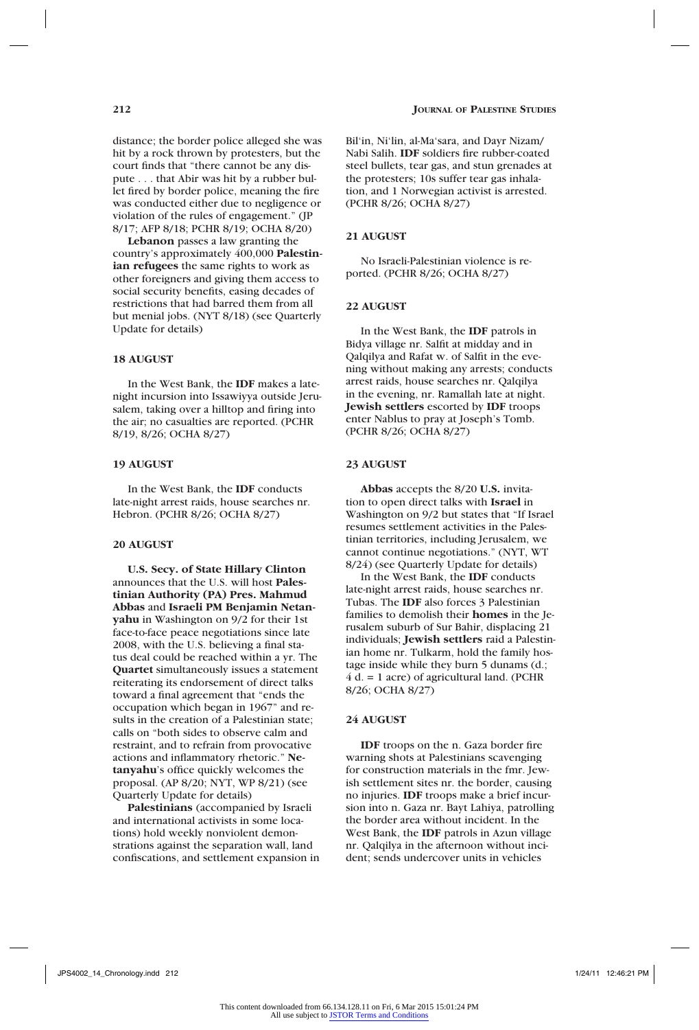distance; the border police alleged she was hit by a rock thrown by protesters, but the court finds that "there cannot be any dispute . . . that Abir was hit by a rubber bullet fired by border police, meaning the fire was conducted either due to negligence or violation of the rules of engagement." (JP 8/17; AFP 8/18; PCHR 8/19; OCHA 8/20)

**Lebanon** passes a law granting the country's approximately 400,000 **Palestinian refugees** the same rights to work as other foreigners and giving them access to social security benefits, easing decades of restrictions that had barred them from all but menial jobs. (NYT 8/18) (see Quarterly Update for details)

### 18 AUGUST

In the West Bank, the **IDF** makes a late-night incursion into Issawiyya outside Jerusalem, taking over a hilltop and firing into the air; no casualties are reported. (PCHR 8/19, 8/26; OCHA 8/27)

### 19 AUGUST

In the West Bank, the **IDF** conducts late-night arrest raids, house searches nr. Hebron. (PCHR 8/26; OCHA 8/27)

### 20 AUGUST

**U.S. Secy. of State Hillary Clinton** announces that the U.S. will host **Palestinian Authority (PA) Pres. Mahmud Abbas** and **Israeli PM Benjamin Netanyahu** in Washington on 9/2 for their 1st face-to-face peace negotiations since late 2008, with the U.S. believing a final status deal could be reached within a yr. The **Quartet** simultaneously issues a statement reiterating its endorsement of direct talks toward a final agreement that "ends the occupation which began in 1967" and results in the creation of a Palestinian state; calls on "both sides to observe calm and restraint, and to refrain from provocative actions and inflammatory rhetoric." **Netanyahu**'s office quickly welcomes the proposal. (AP 8/20; NYT, WP 8/21) (see Quarterly Update for details)

**Palestinians** (accompanied by Israeli and international activists in some locations) hold weekly nonviolent demonstrations against the separation wall, land confiscations, and settlement expansion in Bil'in, Ni'lin, al-Ma'sara, and Dayr Nizam/Nabi Salih. **IDF** soldiers fire rubber-coated steel bullets, tear gas, and stun grenades at the protesters; 10s suffer tear gas inhalation, and 1 Norwegian activist is arrested. (PCHR 8/26; OCHA 8/27)

### 21 AUGUST

No Israeli-Palestinian violence is reported. (PCHR 8/26; OCHA 8/27)

### 22 AUGUST

In the West Bank, the **IDF** patrols in Bidya village nr. Salfit at midday and in Qalqilya and Rafat w. of Salfit in the evening without making any arrests; conducts arrest raids, house searches nr. Qalqilya in the evening, nr. Ramallah late at night. **Jewish settlers** escorted by **IDF** troops enter Nablus to pray at Joseph's Tomb. (PCHR 8/26; OCHA 8/27)

### 23 AUGUST

**Abbas** accepts the 8/20 **U.S.** invitation to open direct talks with **Israel** in Washington on 9/2 but states that "If Israel resumes settlement activities in the Palestinian territories, including Jerusalem, we cannot continue negotiations." (NYT, WT 8/24) (see Quarterly Update for details)

In the West Bank, the **IDF** conducts late-night arrest raids, house searches nr. Tubas. The **IDF** also forces 3 Palestinian families to demolish their **homes** in the Jerusalem suburb of Sur Bahir, displacing 21 individuals; **Jewish settlers** raid a Palestinian home nr. Tulkarm, hold the family hostage inside while they burn 5 dunams (d.; 4 d. = 1 acre) of agricultural land. (PCHR 8/26; OCHA 8/27)

### 24 AUGUST

**IDF** troops on the n. Gaza border fire warning shots at Palestinians scavenging for construction materials in the fmr. Jewish settlement sites nr. the border, causing no injuries. **IDF** troops make a brief incursion into n. Gaza nr. Bayt Lahiya, patrolling the border area without incident. In the West Bank, the **IDF** patrols in Azun village nr. Qalqilya in the afternoon without incident; sends undercover units in vehicles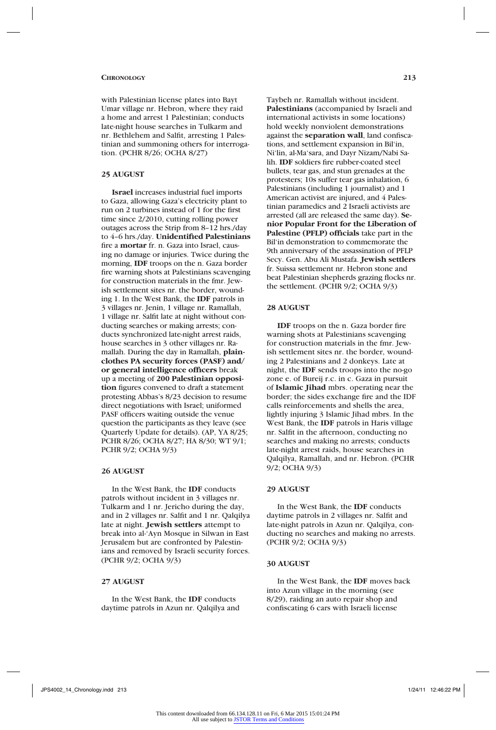with Palestinian license plates into Bayt Umar village nr. Hebron, where they raid a home and arrest 1 Palestinian; conducts late-night house searches in Tulkarm and nr. Bethlehem and Salfit, arresting 1 Palestinian and summoning others for interrogation. (PCHR 8/26; OCHA 8/27)

### 25 AUGUST

**Israel** increases industrial fuel imports to Gaza, allowing Gaza's electricity plant to run on 2 turbines instead of 1 for the first time since 2/2010, cutting rolling power outages across the Strip from 8–12 hrs./day to 4–6 hrs./day. **Unidentified Palestinians** fire a **mortar** fr. n. Gaza into Israel, causing no damage or injuries. Twice during the morning, **IDF** troops on the n. Gaza border fire warning shots at Palestinians scavenging for construction materials in the fmr. Jewish settlement sites nr. the border, wounding 1. In the West Bank, the **IDF** patrols in 3 villages nr. Jenin, 1 village nr. Ramallah, 1 village nr. Salfit late at night without conducting searches or making arrests; conducts synchronized late-night arrest raids, house searches in 3 other villages nr. Ramallah. During the day in Ramallah, **plainclothes PA security forces (PASF) and/or general intelligence officers** break up a meeting of **200 Palestinian opposition** figures convened to draft a statement protesting Abbas's 8/23 decision to resume direct negotiations with Israel; uniformed PASF officers waiting outside the venue question the participants as they leave (see Quarterly Update for details). (AP, YA 8/25; PCHR 8/26; OCHA 8/27; HA 8/30; WT 9/1; PCHR 9/2; OCHA 9/3)

### 26 AUGUST

In the West Bank, the **IDF** conducts patrols without incident in 3 villages nr. Tulkarm and 1 nr. Jericho during the day, and in 2 villages nr. Salfit and 1 nr. Qalqilya late at night. **Jewish settlers** attempt to break into al-'Ayn Mosque in Silwan in East Jerusalem but are confronted by Palestinians and removed by Israeli security forces. (PCHR 9/2; OCHA 9/3)

### 27 AUGUST

In the West Bank, the **IDF** conducts daytime patrols in Azun nr. Qalqilya and Taybeh nr. Ramallah without incident. **Palestinians** (accompanied by Israeli and international activists in some locations) hold weekly nonviolent demonstrations against the **separation wall**, land confiscations, and settlement expansion in Bil'in, Ni'lin, al-Ma'sara, and Dayr Nizam/Nabi Salih. **IDF** soldiers fire rubber-coated steel bullets, tear gas, and stun grenades at the protesters; 10s suffer tear gas inhalation, 6 Palestinians (including 1 journalist) and 1 American activist are injured, and 4 Palestinian paramedics and 2 Israeli activists are arrested (all are released the same day). **Senior Popular Front for the Liberation of Palestine (PFLP) officials** take part in the Bil'in demonstration to commemorate the 9th anniversary of the assassination of PFLP Secy. Gen. Abu Ali Mustafa. **Jewish settlers** fr. Suissa settlement nr. Hebron stone and beat Palestinian shepherds grazing flocks nr. the settlement. (PCHR 9/2; OCHA 9/3)

### 28 AUGUST

**IDF** troops on the n. Gaza border fire warning shots at Palestinians scavenging for construction materials in the fmr. Jewish settlement sites nr. the border, wounding 2 Palestinians and 2 donkeys. Late at night, the **IDF** sends troops into the no-go zone e. of Bureij r.c. in c. Gaza in pursuit of **Islamic Jihad** mbrs. operating near the border; the sides exchange fire and the IDF calls reinforcements and shells the area, lightly injuring 3 Islamic Jihad mbrs. In the West Bank, the **IDF** patrols in Haris village nr. Salfit in the afternoon, conducting no searches and making no arrests; conducts late-night arrest raids, house searches in Qalqilya, Ramallah, and nr. Hebron. (PCHR 9/2; OCHA 9/3)

### 29 AUGUST

In the West Bank, the **IDF** conducts daytime patrols in 2 villages nr. Salfit and late-night patrols in Azun nr. Qalqilya, conducting no searches and making no arrests. (PCHR 9/2; OCHA 9/3)

### 30 AUGUST

In the West Bank, the **IDF** moves back into Azun village in the morning (see 8/29), raiding an auto repair shop and confiscating 6 cars with Israeli license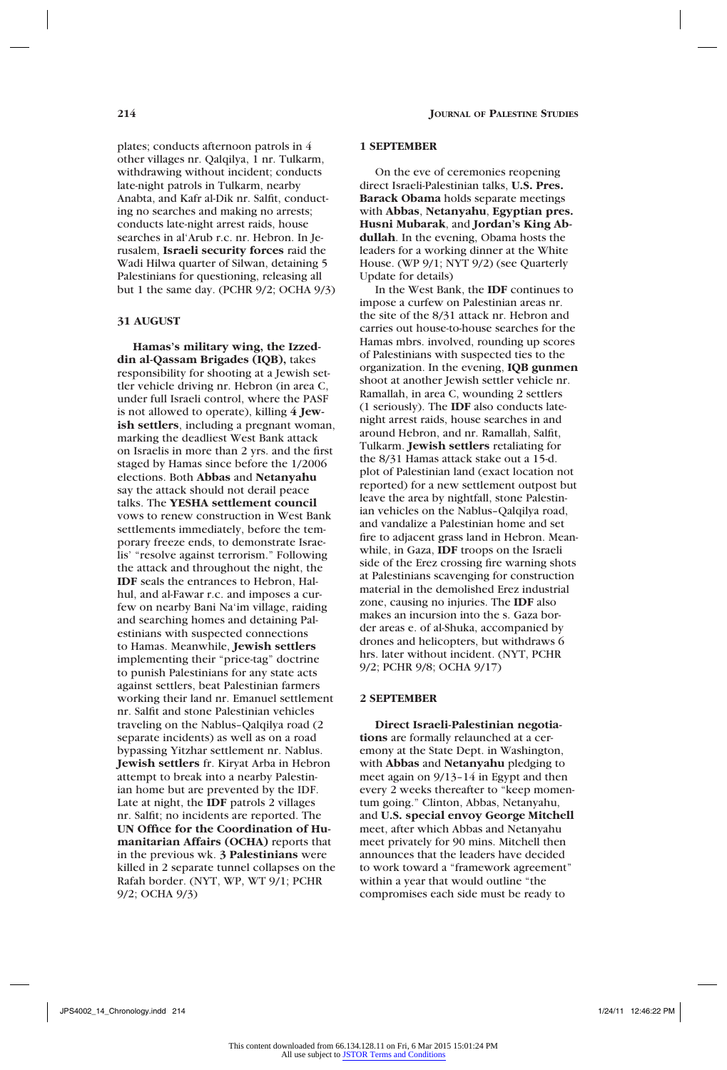plates; conducts afternoon patrols in 4 other villages nr. Qalqilya, 1 nr. Tulkarm, withdrawing without incident; conducts late-night patrols in Tulkarm, nearby Anabta, and Kafr al-Dik nr. Salfit, conducting no searches and making no arrests; conducts late-night arrest raids, house searches in al'Arub r.c. nr. Hebron. In Jerusalem, **Israeli security forces** raid the Wadi Hilwa quarter of Silwan, detaining 5 Palestinians for questioning, releasing all but 1 the same day. (PCHR 9/2; OCHA 9/3)

### 31 AUGUST

**Hamas's military wing, the Izzeddin al-Qassam Brigades (IQB),** takes responsibility for shooting at a Jewish settler vehicle driving nr. Hebron (in area C, under full Israeli control, where the PASF is not allowed to operate), killing **4 Jewish settlers**, including a pregnant woman, marking the deadliest West Bank attack on Israelis in more than 2 yrs. and the first staged by Hamas since before the 1/2006 elections. Both **Abbas** and **Netanyahu** say the attack should not derail peace talks. The **YESHA settlement council** vows to renew construction in West Bank settlements immediately, before the temporary freeze ends, to demonstrate Israelis' "resolve against terrorism." Following the attack and throughout the night, the **IDF** seals the entrances to Hebron, Halhul, and al-Fawar r.c. and imposes a curfew on nearby Bani Na'im village, raiding and searching homes and detaining Palestinians with suspected connections to Hamas. Meanwhile, **Jewish settlers** implementing their "price-tag" doctrine to punish Palestinians for any state acts against settlers, beat Palestinian farmers working their land nr. Emanuel settlement nr. Salfit and stone Palestinian vehicles traveling on the Nablus–Qalqilya road (2 separate incidents) as well as on a road bypassing Yitzhar settlement nr. Nablus. **Jewish settlers** fr. Kiryat Arba in Hebron attempt to break into a nearby Palestinian home but are prevented by the IDF. Late at night, the **IDF** patrols 2 villages nr. Salfit; no incidents are reported. The **UN Office for the Coordination of Humanitarian Affairs (OCHA)** reports that in the previous wk. **3 Palestinians** were killed in 2 separate tunnel collapses on the Rafah border. (NYT, WP, WT 9/1; PCHR 9/2; OCHA 9/3)

### 1 SEPTEMBER

On the eve of ceremonies reopening direct Israeli-Palestinian talks, **U.S. Pres. Barack Obama** holds separate meetings with **Abbas**, **Netanyahu**, **Egyptian pres. Husni Mubarak**, and **Jordan's King Abdullah**. In the evening, Obama hosts the leaders for a working dinner at the White House. (WP 9/1; NYT 9/2) (see Quarterly Update for details)

In the West Bank, the **IDF** continues to impose a curfew on Palestinian areas nr. the site of the 8/31 attack nr. Hebron and carries out house-to-house searches for the Hamas mbrs. involved, rounding up scores of Palestinians with suspected ties to the organization. In the evening, **IQB gunmen** shoot at another Jewish settler vehicle nr. Ramallah, in area C, wounding 2 settlers (1 seriously). The **IDF** also conducts late-night arrest raids, house searches in and around Hebron, and nr. Ramallah, Salfit, Tulkarm. **Jewish settlers** retaliating for the 8/31 Hamas attack stake out a 15-d. plot of Palestinian land (exact location not reported) for a new settlement outpost but leave the area by nightfall, stone Palestinian vehicles on the Nablus–Qalqilya road, and vandalize a Palestinian home and set fire to adjacent grass land in Hebron. Meanwhile, in Gaza, **IDF** troops on the Israeli side of the Erez crossing fire warning shots at Palestinians scavenging for construction material in the demolished Erez industrial zone, causing no injuries. The **IDF** also makes an incursion into the s. Gaza border areas e. of al-Shuka, accompanied by drones and helicopters, but withdraws 6 hrs. later without incident. (NYT, PCHR 9/2; PCHR 9/8; OCHA 9/17)

### 2 SEPTEMBER

**Direct Israeli-Palestinian negotiations** are formally relaunched at a ceremony at the State Dept. in Washington, with **Abbas** and **Netanyahu** pledging to meet again on 9/13–14 in Egypt and then every 2 weeks thereafter to "keep momentum going." Clinton, Abbas, Netanyahu, and **U.S. special envoy George Mitchell** meet, after which Abbas and Netanyahu meet privately for 90 mins. Mitchell then announces that the leaders have decided to work toward a "framework agreement" within a year that would outline "the compromises each side must be ready to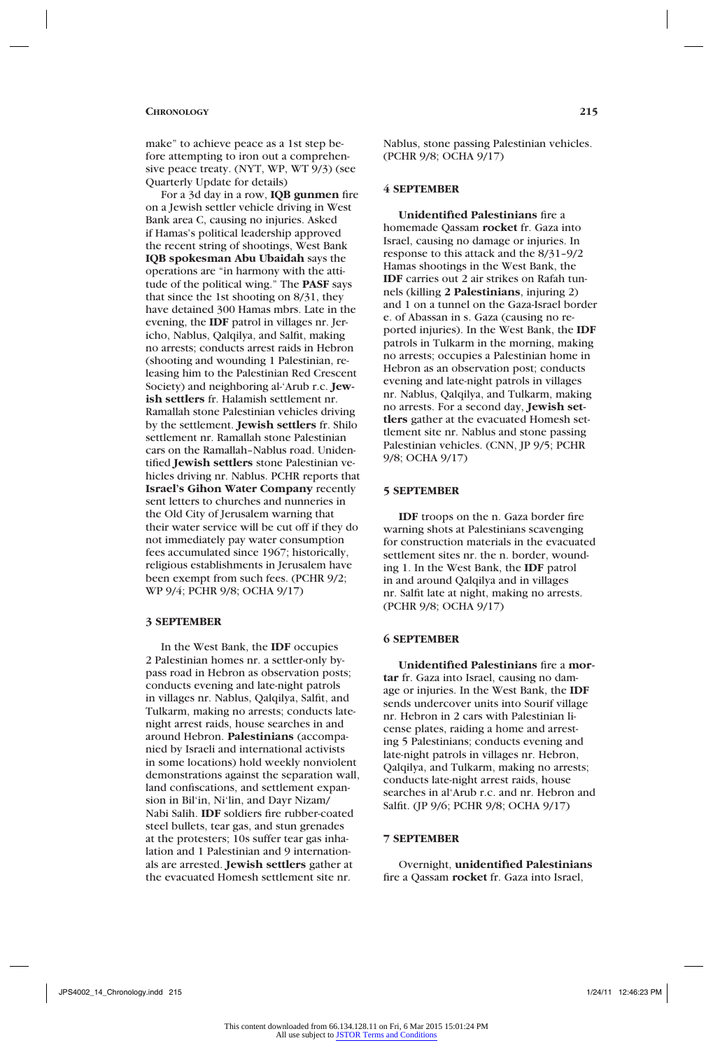make" to achieve peace as a 1st step before attempting to iron out a comprehensive peace treaty. (NYT, WP, WT 9/3) (see Quarterly Update for details)

For a 3d day in a row, **IQB gunmen** fire on a Jewish settler vehicle driving in West Bank area C, causing no injuries. Asked if Hamas's political leadership approved the recent string of shootings, West Bank **IQB spokesman Abu Ubaidah** says the operations are "in harmony with the attitude of the political wing." The **PASF** says that since the 1st shooting on 8/31, they have detained 300 Hamas mbrs. Late in the evening, the **IDF** patrol in villages nr. Jericho, Nablus, Qalqilya, and Salfit, making no arrests; conducts arrest raids in Hebron (shooting and wounding 1 Palestinian, releasing him to the Palestinian Red Crescent Society) and neighboring al-'Arub r.c. **Jewish settlers** fr. Halamish settlement nr. Ramallah stone Palestinian vehicles driving by the settlement. **Jewish settlers** fr. Shilo settlement nr. Ramallah stone Palestinian cars on the Ramallah–Nablus road. Unidentified **Jewish settlers** stone Palestinian vehicles driving nr. Nablus. PCHR reports that **Israel's Gihon Water Company** recently sent letters to churches and nunneries in the Old City of Jerusalem warning that their water service will be cut off if they do not immediately pay water consumption fees accumulated since 1967; historically, religious establishments in Jerusalem have been exempt from such fees. (PCHR 9/2; WP 9/4; PCHR 9/8; OCHA 9/17)

## 3 SEPTEMBER

In the West Bank, the **IDF** occupies 2 Palestinian homes nr. a settler-only bypass road in Hebron as observation posts; conducts evening and late-night patrols in villages nr. Nablus, Qalqilya, Salfit, and Tulkarm, making no arrests; conducts late-night arrest raids, house searches in and around Hebron. **Palestinians** (accompanied by Israeli and international activists in some locations) hold weekly nonviolent demonstrations against the separation wall, land confiscations, and settlement expansion in Bil'in, Ni'lin, and Dayr Nizam/Nabi Salih. **IDF** soldiers fire rubber-coated steel bullets, tear gas, and stun grenades at the protesters; 10s suffer tear gas inhalation and 1 Palestinian and 9 internationals are arrested. **Jewish settlers** gather at the evacuated Homesh settlement site nr. Nablus, stone passing Palestinian vehicles. (PCHR 9/8; OCHA 9/17)

## 4 SEPTEMBER

**Unidentified Palestinians** fire a homemade Qassam **rocket** fr. Gaza into Israel, causing no damage or injuries. In response to this attack and the 8/31–9/2 Hamas shootings in the West Bank, the **IDF** carries out 2 air strikes on Rafah tunnels (killing **2 Palestinians**, injuring 2) and 1 on a tunnel on the Gaza-Israel border e. of Abassan in s. Gaza (causing no reported injuries). In the West Bank, the **IDF** patrols in Tulkarm in the morning, making no arrests; occupies a Palestinian home in Hebron as an observation post; conducts evening and late-night patrols in villages nr. Nablus, Qalqilya, and Tulkarm, making no arrests. For a second day, **Jewish settlers** gather at the evacuated Homesh settlement site nr. Nablus and stone passing Palestinian vehicles. (CNN, JP 9/5; PCHR 9/8; OCHA 9/17)

## 5 SEPTEMBER

**IDF** troops on the n. Gaza border fire warning shots at Palestinians scavenging for construction materials in the evacuated settlement sites nr. the n. border, wounding 1. In the West Bank, the **IDF** patrol in and around Qalqilya and in villages nr. Salfit late at night, making no arrests. (PCHR 9/8; OCHA 9/17)

## 6 SEPTEMBER

**Unidentified Palestinians** fire a **mortar** fr. Gaza into Israel, causing no damage or injuries. In the West Bank, the **IDF** sends undercover units into Sourif village nr. Hebron in 2 cars with Palestinian license plates, raiding a home and arresting 5 Palestinians; conducts evening and late-night patrols in villages nr. Hebron, Qalqilya, and Tulkarm, making no arrests; conducts late-night arrest raids, house searches in al'Arub r.c. and nr. Hebron and Salfit. (JP 9/6; PCHR 9/8; OCHA 9/17)

## 7 SEPTEMBER

Overnight, **unidentified Palestinians** fire a Qassam **rocket** fr. Gaza into Israel,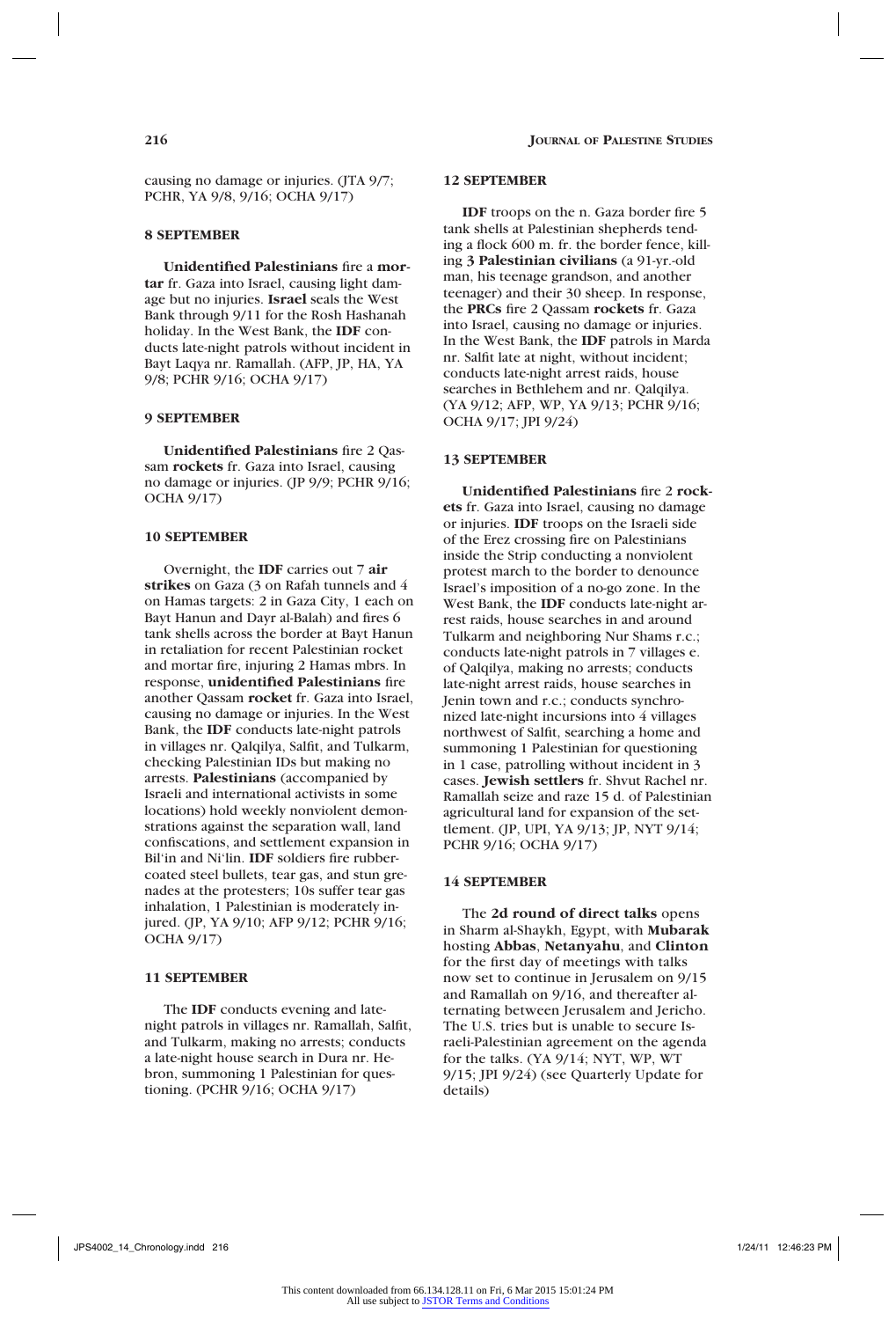causing no damage or injuries. (JTA 9/7; PCHR, YA 9/8, 9/16; OCHA 9/17)

### 8 SEPTEMBER

**Unidentified Palestinians** fire a **mortar** fr. Gaza into Israel, causing light damage but no injuries. **Israel** seals the West Bank through 9/11 for the Rosh Hashanah holiday. In the West Bank, the **IDF** conducts late-night patrols without incident in Bayt Laqya nr. Ramallah. (AFP, JP, HA, YA 9/8; PCHR 9/16; OCHA 9/17)

### 9 SEPTEMBER

**Unidentified Palestinians** fire 2 Qassam **rockets** fr. Gaza into Israel, causing no damage or injuries. (JP 9/9; PCHR 9/16; OCHA 9/17)

### 10 SEPTEMBER

Overnight, the **IDF** carries out 7 **air strikes** on Gaza (3 on Rafah tunnels and 4 on Hamas targets: 2 in Gaza City, 1 each on Bayt Hanun and Dayr al-Balah) and fires 6 tank shells across the border at Bayt Hanun in retaliation for recent Palestinian rocket and mortar fire, injuring 2 Hamas mbrs. In response, **unidentified Palestinians** fire another Qassam **rocket** fr. Gaza into Israel, causing no damage or injuries. In the West Bank, the **IDF** conducts late-night patrols in villages nr. Qalqilya, Salfit, and Tulkarm, checking Palestinian IDs but making no arrests. **Palestinians** (accompanied by Israeli and international activists in some locations) hold weekly nonviolent demonstrations against the separation wall, land confiscations, and settlement expansion in Bil'in and Ni'lin. **IDF** soldiers fire rubber-coated steel bullets, tear gas, and stun grenades at the protesters; 10s suffer tear gas inhalation, 1 Palestinian is moderately injured. (JP, YA 9/10; AFP 9/12; PCHR 9/16; OCHA 9/17)

### 11 SEPTEMBER

The **IDF** conducts evening and late-night patrols in villages nr. Ramallah, Salfit, and Tulkarm, making no arrests; conducts a late-night house search in Dura nr. Hebron, summoning 1 Palestinian for questioning. (PCHR 9/16; OCHA 9/17)

### 12 SEPTEMBER

**IDF** troops on the n. Gaza border fire 5 tank shells at Palestinian shepherds tending a flock 600 m. fr. the border fence, killing **3 Palestinian civilians** (a 91-yr.-old man, his teenage grandson, and another teenager) and their 30 sheep. In response, the **PRCs** fire 2 Qassam **rockets** fr. Gaza into Israel, causing no damage or injuries. In the West Bank, the **IDF** patrols in Marda nr. Salfit late at night, without incident; conducts late-night arrest raids, house searches in Bethlehem and nr. Qalqilya. (YA 9/12; AFP, WP, YA 9/13; PCHR 9/16; OCHA 9/17; JPI 9/24)

### 13 SEPTEMBER

**Unidentified Palestinians** fire 2 **rockets** fr. Gaza into Israel, causing no damage or injuries. **IDF** troops on the Israeli side of the Erez crossing fire on Palestinians inside the Strip conducting a nonviolent protest march to the border to denounce Israel's imposition of a no-go zone. In the West Bank, the **IDF** conducts late-night arrest raids, house searches in and around Tulkarm and neighboring Nur Shams r.c.; conducts late-night patrols in 7 villages e. of Qalqilya, making no arrests; conducts late-night arrest raids, house searches in Jenin town and r.c.; conducts synchronized late-night incursions into 4 villages northwest of Salfit, searching a home and summoning 1 Palestinian for questioning in 1 case, patrolling without incident in 3 cases. **Jewish settlers** fr. Shvut Rachel nr. Ramallah seize and raze 15 d. of Palestinian agricultural land for expansion of the settlement. (JP, UPI, YA 9/13; JP, NYT 9/14; PCHR 9/16; OCHA 9/17)

### 14 SEPTEMBER

The **2d round of direct talks** opens in Sharm al-Shaykh, Egypt, with **Mubarak** hosting **Abbas**, **Netanyahu**, and **Clinton** for the first day of meetings with talks now set to continue in Jerusalem on 9/15 and Ramallah on 9/16, and thereafter alternating between Jerusalem and Jericho. The U.S. tries but is unable to secure Israeli-Palestinian agreement on the agenda for the talks. (YA 9/14; NYT, WP, WT 9/15; JPI 9/24) (see Quarterly Update for details)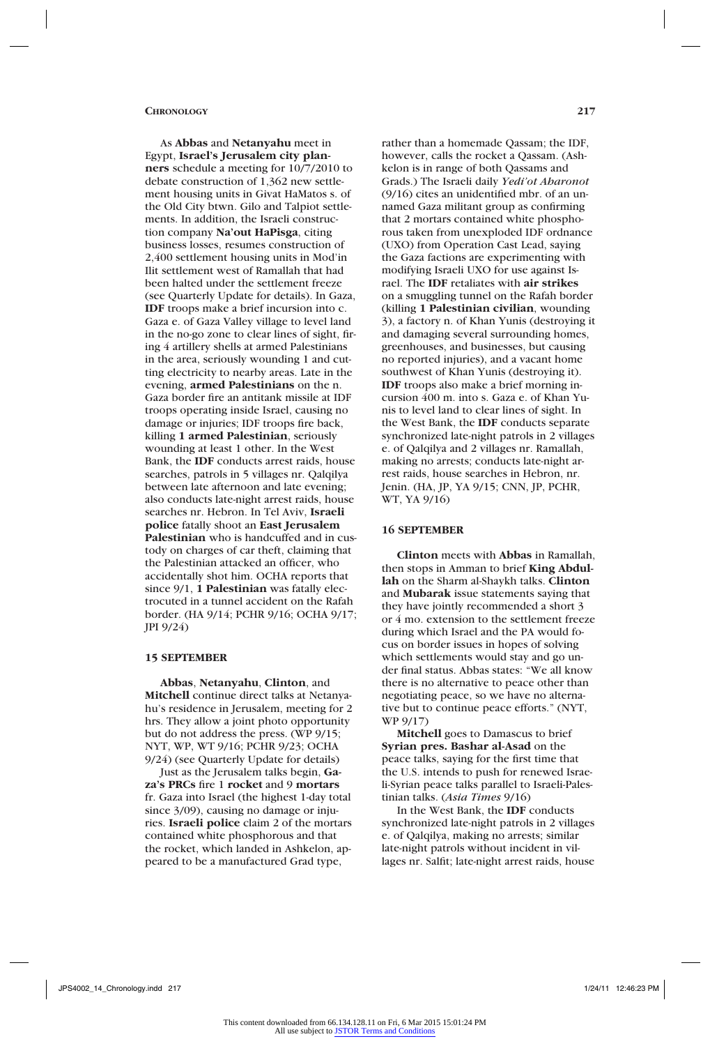As **Abbas** and **Netanyahu** meet in Egypt, **Israel's Jerusalem city planners** schedule a meeting for 10/7/2010 to debate construction of 1,362 new settlement housing units in Givat HaMatos s. of the Old City btwn. Gilo and Talpiot settlements. In addition, the Israeli construction company **Na'out HaPisga**, citing business losses, resumes construction of 2,400 settlement housing units in Mod'in Ilit settlement west of Ramallah that had been halted under the settlement freeze (see Quarterly Update for details). In Gaza, **IDF** troops make a brief incursion into c. Gaza e. of Gaza Valley village to level land in the no-go zone to clear lines of sight, firing 4 artillery shells at armed Palestinians in the area, seriously wounding 1 and cutting electricity to nearby areas. Late in the evening, **armed Palestinians** on the n. Gaza border fire an antitank missile at IDF troops operating inside Israel, causing no damage or injuries; IDF troops fire back, killing **1 armed Palestinian**, seriously wounding at least 1 other. In the West Bank, the **IDF** conducts arrest raids, house searches, patrols in 5 villages nr. Qalqilya between late afternoon and late evening; also conducts late-night arrest raids, house searches nr. Hebron. In Tel Aviv, **Israeli police** fatally shoot an **East Jerusalem Palestinian** who is handcuffed and in custody on charges of car theft, claiming that the Palestinian attacked an officer, who accidentally shot him. OCHA reports that since 9/1, **1 Palestinian** was fatally electrocuted in a tunnel accident on the Rafah border. (HA 9/14; PCHR 9/16; OCHA 9/17; JPI 9/24)

### 15 SEPTEMBER

**Abbas**, **Netanyahu**, **Clinton**, and **Mitchell** continue direct talks at Netanyahu's residence in Jerusalem, meeting for 2 hrs. They allow a joint photo opportunity but do not address the press. (WP 9/15; NYT, WP, WT 9/16; PCHR 9/23; OCHA 9/24) (see Quarterly Update for details)

Just as the Jerusalem talks begin, **Gaza's PRCs** fire 1 **rocket** and 9 **mortars** fr. Gaza into Israel (the highest 1-day total since 3/09), causing no damage or injuries. **Israeli police** claim 2 of the mortars contained white phosphorous and that the rocket, which landed in Ashkelon, appeared to be a manufactured Grad type, rather than a homemade Qassam; the IDF, however, calls the rocket a Qassam. (Ashkelon is in range of both Qassams and Grads.) The Israeli daily *Yedi'ot Aharonot* (9/16) cites an unidentified mbr. of an unnamed Gaza militant group as confirming that 2 mortars contained white phosphorous taken from unexploded IDF ordnance (UXO) from Operation Cast Lead, saying the Gaza factions are experimenting with modifying Israeli UXO for use against Israel. The **IDF** retaliates with **air strikes** on a smuggling tunnel on the Rafah border (killing **1 Palestinian civilian**, wounding 3), a factory n. of Khan Yunis (destroying it and damaging several surrounding homes, greenhouses, and businesses, but causing no reported injuries), and a vacant home southwest of Khan Yunis (destroying it). **IDF** troops also make a brief morning incursion 400 m. into s. Gaza e. of Khan Yunis to level land to clear lines of sight. In the West Bank, the **IDF** conducts separate synchronized late-night patrols in 2 villages e. of Qalqilya and 2 villages nr. Ramallah, making no arrests; conducts late-night arrest raids, house searches in Hebron, nr. Jenin. (HA, JP, YA 9/15; CNN, JP, PCHR, WT, YA 9/16)

### 16 SEPTEMBER

**Clinton** meets with **Abbas** in Ramallah, then stops in Amman to brief **King Abdullah** on the Sharm al-Shaykh talks. **Clinton** and **Mubarak** issue statements saying that they have jointly recommended a short 3 or 4 mo. extension to the settlement freeze during which Israel and the PA would focus on border issues in hopes of solving which settlements would stay and go under final status. Abbas states: "We all know there is no alternative to peace other than negotiating peace, so we have no alternative but to continue peace efforts." (NYT, WP 9/17)

**Mitchell** goes to Damascus to brief **Syrian pres. Bashar al-Asad** on the peace talks, saying for the first time that the U.S. intends to push for renewed Israeli-Syrian peace talks parallel to Israeli-Palestinian talks. (*Asia Times* 9/16)

In the West Bank, the **IDF** conducts synchronized late-night patrols in 2 villages e. of Qalqilya, making no arrests; similar late-night patrols without incident in villages nr. Salfit; late-night arrest raids, house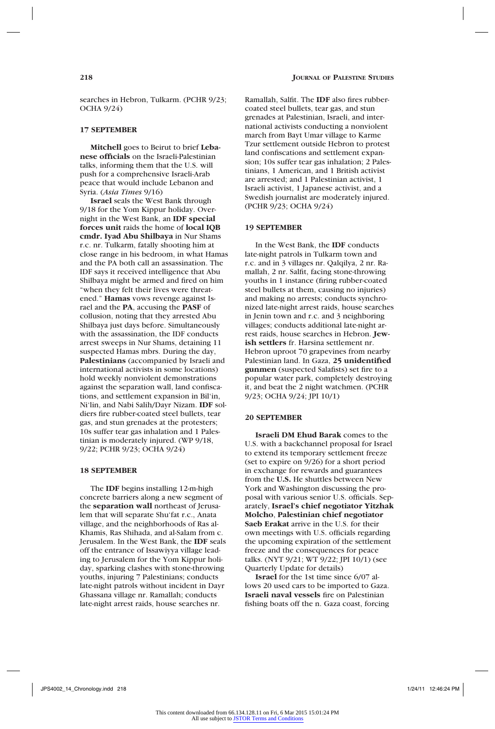searches in Hebron, Tulkarm. (PCHR 9/23; OCHA 9/24)

### 17 SEPTEMBER

**Mitchell** goes to Beirut to brief **Lebanese officials** on the Israeli-Palestinian talks, informing them that the U.S. will push for a comprehensive Israeli-Arab peace that would include Lebanon and Syria. (*Asia Times* 9/16)

**Israel** seals the West Bank through 9/18 for the Yom Kippur holiday. Overnight in the West Bank, an **IDF special forces unit** raids the home of **local IQB cmdr. Iyad Abu Shilbaya** in Nur Shams r.c. nr. Tulkarm, fatally shooting him at close range in his bedroom, in what Hamas and the PA both call an assassination. The IDF says it received intelligence that Abu Shilbaya might be armed and fired on him "when they felt their lives were threatened." **Hamas** vows revenge against Israel and the **PA**, accusing the **PASF** of collusion, noting that they arrested Abu Shilbaya just days before. Simultaneously with the assassination, the IDF conducts arrest sweeps in Nur Shams, detaining 11 suspected Hamas mbrs. During the day, **Palestinians** (accompanied by Israeli and international activists in some locations) hold weekly nonviolent demonstrations against the separation wall, land confiscations, and settlement expansion in Bil'in, Ni'lin, and Nabi Salih/Dayr Nizam. **IDF** soldiers fire rubber-coated steel bullets, tear gas, and stun grenades at the protesters; 10s suffer tear gas inhalation and 1 Palestinian is moderately injured. (WP 9/18, 9/22; PCHR 9/23; OCHA 9/24)

### 18 SEPTEMBER

The **IDF** begins installing 12-m-high concrete barriers along a new segment of the **separation wall** northeast of Jerusalem that will separate Shu'fat r.c., Anata village, and the neighborhoods of Ras al-Khamis, Ras Shihada, and al-Salam from c. Jerusalem. In the West Bank, the **IDF** seals off the entrance of Issawiyya village leading to Jerusalem for the Yom Kippur holiday, sparking clashes with stone-throwing youths, injuring 7 Palestinians; conducts late-night patrols without incident in Dayr Ghassana village nr. Ramallah; conducts late-night arrest raids, house searches nr. Ramallah, Salfit. The **IDF** also fires rubber-coated steel bullets, tear gas, and stun grenades at Palestinian, Israeli, and international activists conducting a nonviolent march from Bayt Umar village to Karme Tzur settlement outside Hebron to protest land confiscations and settlement expansion; 10s suffer tear gas inhalation; 2 Palestinians, 1 American, and 1 British activist are arrested; and 1 Palestinian activist, 1 Israeli activist, 1 Japanese activist, and a Swedish journalist are moderately injured. (PCHR 9/23; OCHA 9/24)

### 19 SEPTEMBER

In the West Bank, the **IDF** conducts late-night patrols in Tulkarm town and r.c. and in 3 villages nr. Qalqilya, 2 nr. Ramallah, 2 nr. Salfit, facing stone-throwing youths in 1 instance (firing rubber-coated steel bullets at them, causing no injuries) and making no arrests; conducts synchronized late-night arrest raids, house searches in Jenin town and r.c. and 3 neighboring villages; conducts additional late-night arrest raids, house searches in Hebron. **Jewish settlers** fr. Harsina settlement nr. Hebron uproot 70 grapevines from nearby Palestinian land. In Gaza, **25 unidentified gunmen** (suspected Salafists) set fire to a popular water park, completely destroying it, and beat the 2 night watchmen. (PCHR 9/23; OCHA 9/24; JPI 10/1)

### 20 SEPTEMBER

**Israeli DM Ehud Barak** comes to the U.S. with a backchannel proposal for Israel to extend its temporary settlement freeze (set to expire on 9/26) for a short period in exchange for rewards and guarantees from the **U.S.** He shuttles between New York and Washington discussing the proposal with various senior U.S. officials. Separately, **Israel's chief negotiator Yitzhak Molcho**, **Palestinian chief negotiator Saeb Erakat** arrive in the U.S. for their own meetings with U.S. officials regarding the upcoming expiration of the settlement freeze and the consequences for peace talks. (NYT 9/21; WT 9/22; JPI 10/1) (see Quarterly Update for details)

**Israel** for the 1st time since 6/07 allows 20 used cars to be imported to Gaza. **Israeli naval vessels** fire on Palestinian fishing boats off the n. Gaza coast, forcing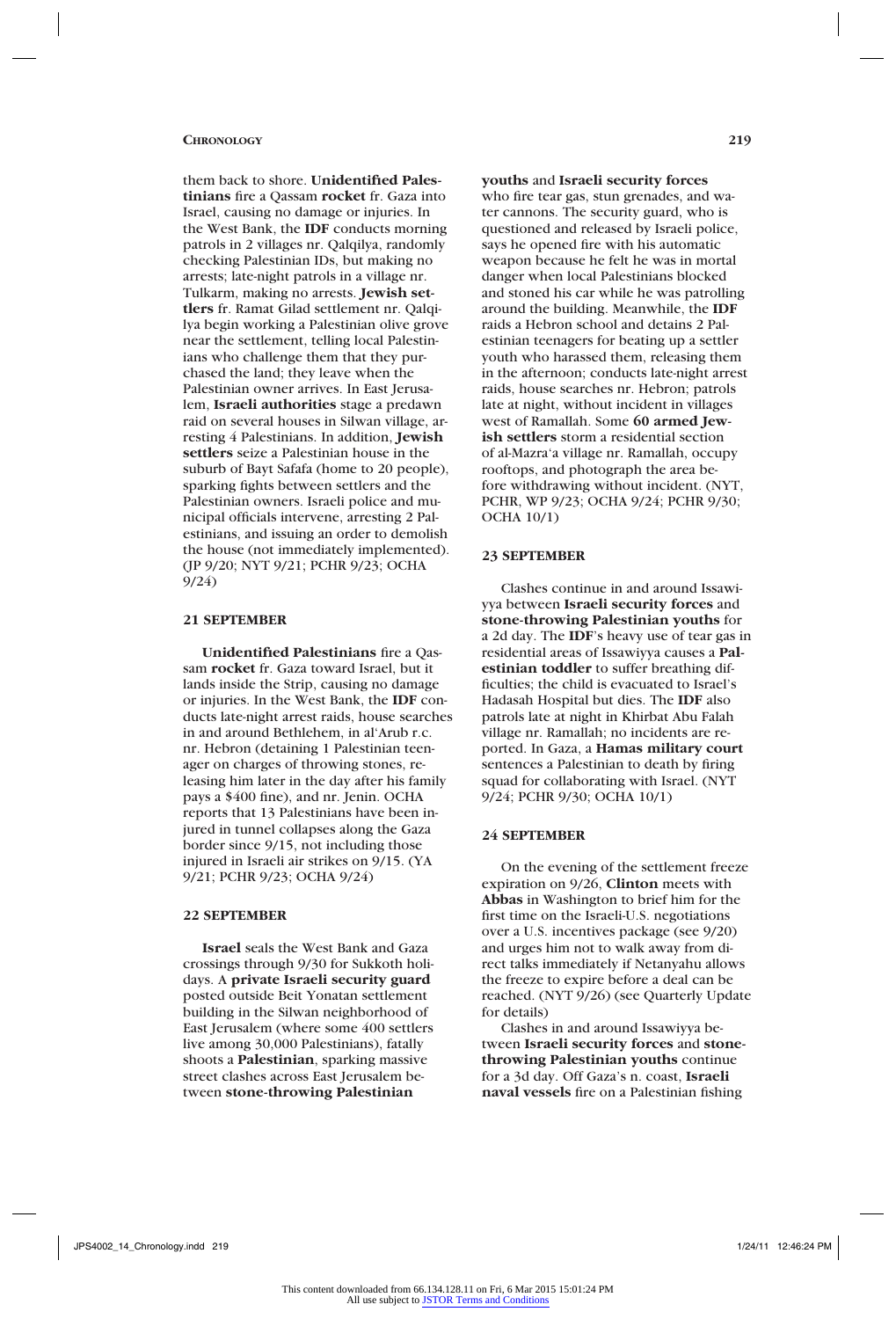them back to shore. **Unidentified Palestinians** fire a Qassam **rocket** fr. Gaza into Israel, causing no damage or injuries. In the West Bank, the **IDF** conducts morning patrols in 2 villages nr. Qalqilya, randomly checking Palestinian IDs, but making no arrests; late-night patrols in a village nr. Tulkarm, making no arrests. **Jewish settlers** fr. Ramat Gilad settlement nr. Qalqilya begin working a Palestinian olive grove near the settlement, telling local Palestinians who challenge them that they purchased the land; they leave when the Palestinian owner arrives. In East Jerusalem, **Israeli authorities** stage a predawn raid on several houses in Silwan village, arresting 4 Palestinians. In addition, **Jewish settlers** seize a Palestinian house in the suburb of Bayt Safafa (home to 20 people), sparking fights between settlers and the Palestinian owners. Israeli police and municipal officials intervene, arresting 2 Palestinians, and issuing an order to demolish the house (not immediately implemented). (JP 9/20; NYT 9/21; PCHR 9/23; OCHA 9/24)

### 21 SEPTEMBER

**Unidentified Palestinians** fire a Qassam **rocket** fr. Gaza toward Israel, but it lands inside the Strip, causing no damage or injuries. In the West Bank, the **IDF** conducts late-night arrest raids, house searches in and around Bethlehem, in al-'Arub r.c. nr. Hebron (detaining 1 Palestinian teenager on charges of throwing stones, releasing him later in the day after his family pays a $400 fine), and nr. Jenin. OCHA reports that 13 Palestinians have been injured in tunnel collapses along the Gaza border since 9/15, not including those injured in Israeli air strikes on 9/15. (YA 9/21; PCHR 9/23; OCHA 9/24)

### 22 SEPTEMBER

**Israel** seals the West Bank and Gaza crossings through 9/30 for Sukkoth holidays. A **private Israeli security guard** posted outside Beit Yonatan settlement building in the Silwan neighborhood of East Jerusalem (where some 400 settlers live among 30,000 Palestinians), fatally shoots a **Palestinian**, sparking massive street clashes across East Jerusalem between **stone-throwing Palestinian youths** and **Israeli security forces** who fire tear gas, stun grenades, and water cannons. The security guard, who is questioned and released by Israeli police, says he opened fire with his automatic weapon because he felt he was in mortal danger when local Palestinians blocked and stoned his car while he was patrolling around the building. Meanwhile, the **IDF** raids a Hebron school and detains 2 Palestinian teenagers for beating up a settler youth who harassed them, releasing them in the afternoon; conducts late-night arrest raids, house searches nr. Hebron; patrols late at night, without incident in villages west of Ramallah. Some **60 armed Jewish settlers** storm a residential section of al-Mazra'a village nr. Ramallah, occupy rooftops, and photograph the area before withdrawing without incident. (NYT, PCHR, WP 9/23; OCHA 9/24; PCHR 9/30; OCHA 10/1)

### 23 SEPTEMBER

Clashes continue in and around Issawiyya between **Israeli security forces** and **stone-throwing Palestinian youths** for a 2d day. The **IDF**'s heavy use of tear gas in residential areas of Issawiyya causes a **Palestinian toddler** to suffer breathing difficulties; the child is evacuated to Israel's Hadasah Hospital but dies. The **IDF** also patrols late at night in Khirbat Abu Falah village nr. Ramallah; no incidents are reported. In Gaza, a **Hamas military court** sentences a Palestinian to death by firing squad for collaborating with Israel. (NYT 9/24; PCHR 9/30; OCHA 10/1)

### 24 SEPTEMBER

On the evening of the settlement freeze expiration on 9/26, **Clinton** meets with **Abbas** in Washington to brief him for the first time on the Israeli-U.S. negotiations over a U.S. incentives package (see 9/20) and urges him not to walk away from direct talks immediately if Netanyahu allows the freeze to expire before a deal can be reached. (NYT 9/26) (see Quarterly Update for details)

Clashes in and around Issawiyya between **Israeli security forces** and **stone-throwing Palestinian youths** continue for a 3d day. Off Gaza's n. coast, **Israeli naval vessels** fire on a Palestinian fishing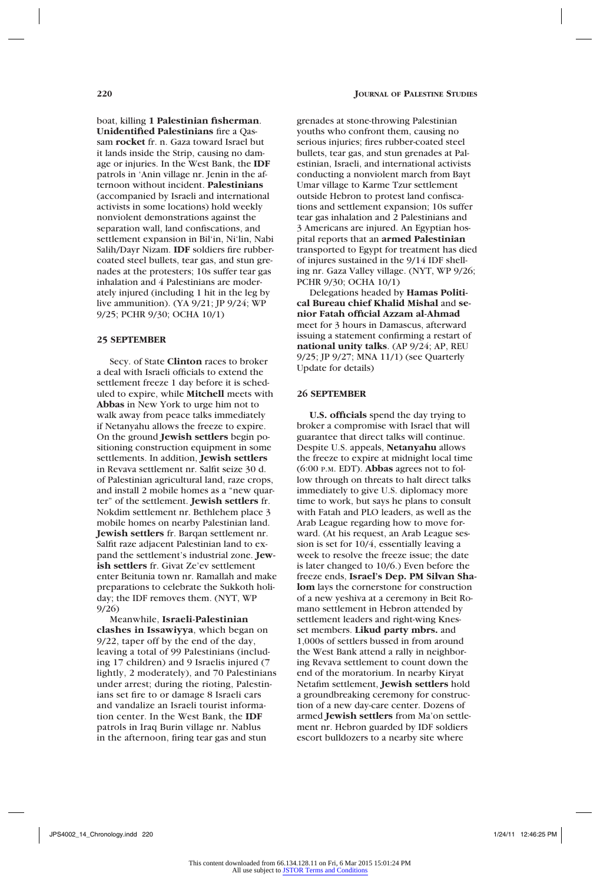boat, killing **1 Palestinian fisherman**. **Unidentified Palestinians** fire a Qassam **rocket** fr. n. Gaza toward Israel but it lands inside the Strip, causing no damage or injuries. In the West Bank, the **IDF** patrols in ʿAnin village nr. Jenin in the afternoon without incident. **Palestinians** (accompanied by Israeli and international activists in some locations) hold weekly nonviolent demonstrations against the separation wall, land confiscations, and settlement expansion in Bilʿin, Niʿlin, Nabi Salih/Dayr Nizam. **IDF** soldiers fire rubber-coated steel bullets, tear gas, and stun grenades at the protesters; 10s suffer tear gas inhalation and 4 Palestinians are moderately injured (including 1 hit in the leg by live ammunition). (YA 9/21; JP 9/24; WP 9/25; PCHR 9/30; OCHA 10/1)

### 25 SEPTEMBER

Secy. of State **Clinton** races to broker a deal with Israeli officials to extend the settlement freeze 1 day before it is scheduled to expire, while **Mitchell** meets with **Abbas** in New York to urge him not to walk away from peace talks immediately if Netanyahu allows the freeze to expire. On the ground **Jewish settlers** begin positioning construction equipment in some settlements. In addition, **Jewish settlers** in Revava settlement nr. Salfit seize 30 d. of Palestinian agricultural land, raze crops, and install 2 mobile homes as a "new quarter" of the settlement. **Jewish settlers** fr. Nokdim settlement nr. Bethlehem place 3 mobile homes on nearby Palestinian land. **Jewish settlers** fr. Barqan settlement nr. Salfit raze adjacent Palestinian land to expand the settlement's industrial zone. **Jewish settlers** fr. Givat Ze'ev settlement enter Beitunia town nr. Ramallah and make preparations to celebrate the Sukkoth holiday; the IDF removes them. (NYT, WP 9/26)

Meanwhile, **Israeli-Palestinian clashes in Issawiyya**, which began on 9/22, taper off by the end of the day, leaving a total of 99 Palestinians (including 17 children) and 9 Israelis injured (7 lightly, 2 moderately), and 70 Palestinians under arrest; during the rioting, Palestinians set fire to or damage 8 Israeli cars and vandalize an Israeli tourist information center. In the West Bank, the **IDF** patrols in Iraq Burin village nr. Nablus in the afternoon, firing tear gas and stun grenades at stone-throwing Palestinian youths who confront them, causing no serious injuries; fires rubber-coated steel bullets, tear gas, and stun grenades at Palestinian, Israeli, and international activists conducting a nonviolent march from Bayt Umar village to Karme Tzur settlement outside Hebron to protest land confiscations and settlement expansion; 10s suffer tear gas inhalation and 2 Palestinians and 3 Americans are injured. An Egyptian hospital reports that an **armed Palestinian** transported to Egypt for treatment has died of injures sustained in the 9/14 IDF shelling nr. Gaza Valley village. (NYT, WP 9/26; PCHR 9/30; OCHA 10/1)

Delegations headed by **Hamas Political Bureau chief Khalid Mishal** and **senior Fatah official Azzam al-Ahmad** meet for 3 hours in Damascus, afterward issuing a statement confirming a restart of **national unity talks**. (AP 9/24; AP, REU 9/25; JP 9/27; MNA 11/1) (see Quarterly Update for details)

### 26 SEPTEMBER

**U.S. officials** spend the day trying to broker a compromise with Israel that will guarantee that direct talks will continue. Despite U.S. appeals, **Netanyahu** allows the freeze to expire at midnight local time (6:00 P.M. EDT). **Abbas** agrees not to follow through on threats to halt direct talks immediately to give U.S. diplomacy more time to work, but says he plans to consult with Fatah and PLO leaders, as well as the Arab League regarding how to move forward. (At his request, an Arab League session is set for 10/4, essentially leaving a week to resolve the freeze issue; the date is later changed to 10/6.) Even before the freeze ends, **Israel's Dep. PM Silvan Shalom** lays the cornerstone for construction of a new yeshiva at a ceremony in Beit Romano settlement in Hebron attended by settlement leaders and right-wing Knesset members. **Likud party mbrs.** and 1,000s of settlers bussed in from around the West Bank attend a rally in neighboring Revava settlement to count down the end of the moratorium. In nearby Kiryat Netafim settlement, **Jewish settlers** hold a groundbreaking ceremony for construction of a new day-care center. Dozens of armed **Jewish settlers** from Ma'on settlement nr. Hebron guarded by IDF soldiers escort bulldozers to a nearby site where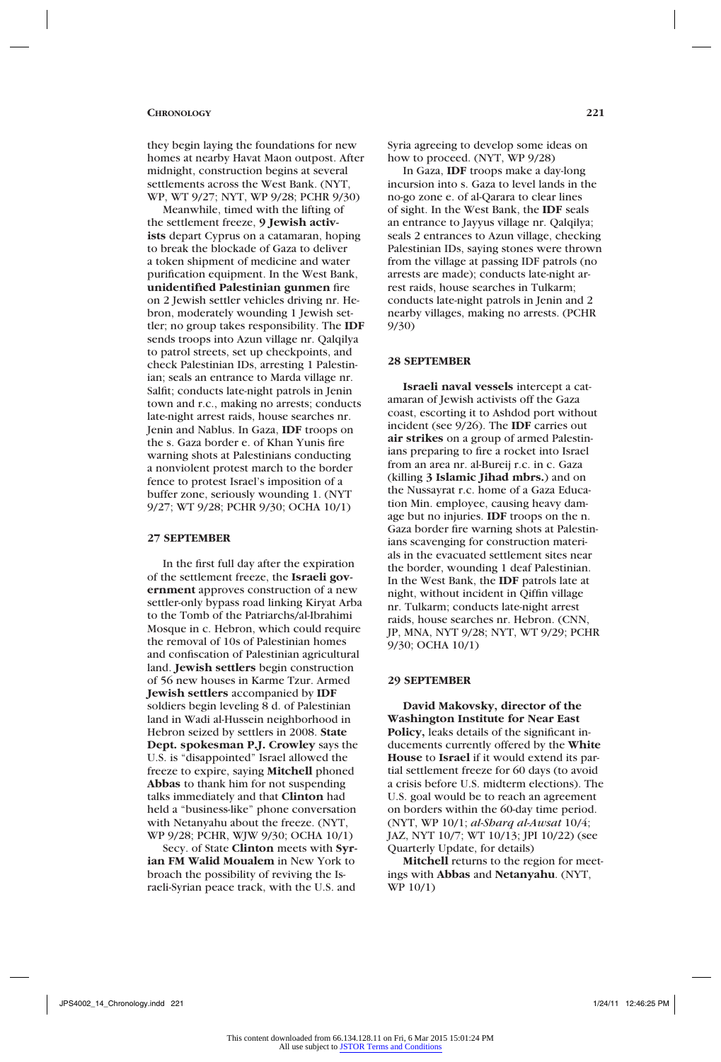they begin laying the foundations for new homes at nearby Havat Maon outpost. After midnight, construction begins at several settlements across the West Bank. (NYT, WP, WT 9/27; NYT, WP 9/28; PCHR 9/30)

Meanwhile, timed with the lifting of the settlement freeze, **9 Jewish activists** depart Cyprus on a catamaran, hoping to break the blockade of Gaza to deliver a token shipment of medicine and water purification equipment. In the West Bank, **unidentified Palestinian gunmen** fire on 2 Jewish settler vehicles driving nr. Hebron, moderately wounding 1 Jewish settler; no group takes responsibility. The **IDF** sends troops into Azun village nr. Qalqilya to patrol streets, set up checkpoints, and check Palestinian IDs, arresting 1 Palestinian; seals an entrance to Marda village nr. Salfit; conducts late-night patrols in Jenin town and r.c., making no arrests; conducts late-night arrest raids, house searches nr. Jenin and Nablus. In Gaza, **IDF** troops on the s. Gaza border e. of Khan Yunis fire warning shots at Palestinians conducting a nonviolent protest march to the border fence to protest Israel's imposition of a buffer zone, seriously wounding 1. (NYT 9/27; WT 9/28; PCHR 9/30; OCHA 10/1)

## 27 SEPTEMBER

In the first full day after the expiration of the settlement freeze, the **Israeli government** approves construction of a new settler-only bypass road linking Kiryat Arba to the Tomb of the Patriarchs/al-Ibrahimi Mosque in c. Hebron, which could require the removal of 10s of Palestinian homes and confiscation of Palestinian agricultural land. **Jewish settlers** begin construction of 56 new houses in Karme Tzur. Armed **Jewish settlers** accompanied by **IDF** soldiers begin leveling 8 d. of Palestinian land in Wadi al-Hussein neighborhood in Hebron seized by settlers in 2008. **State Dept. spokesman P.J. Crowley** says the U.S. is "disappointed" Israel allowed the freeze to expire, saying **Mitchell** phoned **Abbas** to thank him for not suspending talks immediately and that **Clinton** had held a "business-like" phone conversation with Netanyahu about the freeze. (NYT, WP 9/28; PCHR, WJW 9/30; OCHA 10/1)

Secy. of State **Clinton** meets with **Syrian FM Walid Moualem** in New York to broach the possibility of reviving the Israeli-Syrian peace track, with the U.S. and Syria agreeing to develop some ideas on how to proceed. (NYT, WP 9/28)

In Gaza, **IDF** troops make a day-long incursion into s. Gaza to level lands in the no-go zone e. of al-Qarara to clear lines of sight. In the West Bank, the **IDF** seals an entrance to Jayyus village nr. Qalqilya; seals 2 entrances to Azun village, checking Palestinian IDs, saying stones were thrown from the village at passing IDF patrols (no arrests are made); conducts late-night arrest raids, house searches in Tulkarm; conducts late-night patrols in Jenin and 2 nearby villages, making no arrests. (PCHR 9/30)

## 28 SEPTEMBER

**Israeli naval vessels** intercept a catamaran of Jewish activists off the Gaza coast, escorting it to Ashdod port without incident (see 9/26). The **IDF** carries out **air strikes** on a group of armed Palestinians preparing to fire a rocket into Israel from an area nr. al-Bureij r.c. in c. Gaza (killing **3 Islamic Jihad mbrs.**) and on the Nussayrat r.c. home of a Gaza Education Min. employee, causing heavy damage but no injuries. **IDF** troops on the n. Gaza border fire warning shots at Palestinians scavenging for construction materials in the evacuated settlement sites near the border, wounding 1 deaf Palestinian. In the West Bank, the **IDF** patrols late at night, without incident in Qiffin village nr. Tulkarm; conducts late-night arrest raids, house searches nr. Hebron. (CNN, JP, MNA, NYT 9/28; NYT, WT 9/29; PCHR 9/30; OCHA 10/1)

## 29 SEPTEMBER

**David Makovsky, director of the Washington Institute for Near East Policy,** leaks details of the significant inducements currently offered by the **White House** to **Israel** if it would extend its partial settlement freeze for 60 days (to avoid a crisis before U.S. midterm elections). The U.S. goal would be to reach an agreement on borders within the 60-day time period. (NYT, WP 10/1; *al-Sharq al-Awsat* 10/4; JAZ, NYT 10/7; WT 10/13; JPI 10/22) (see Quarterly Update, for details)

**Mitchell** returns to the region for meetings with **Abbas** and **Netanyahu**. (NYT, WP 10/1)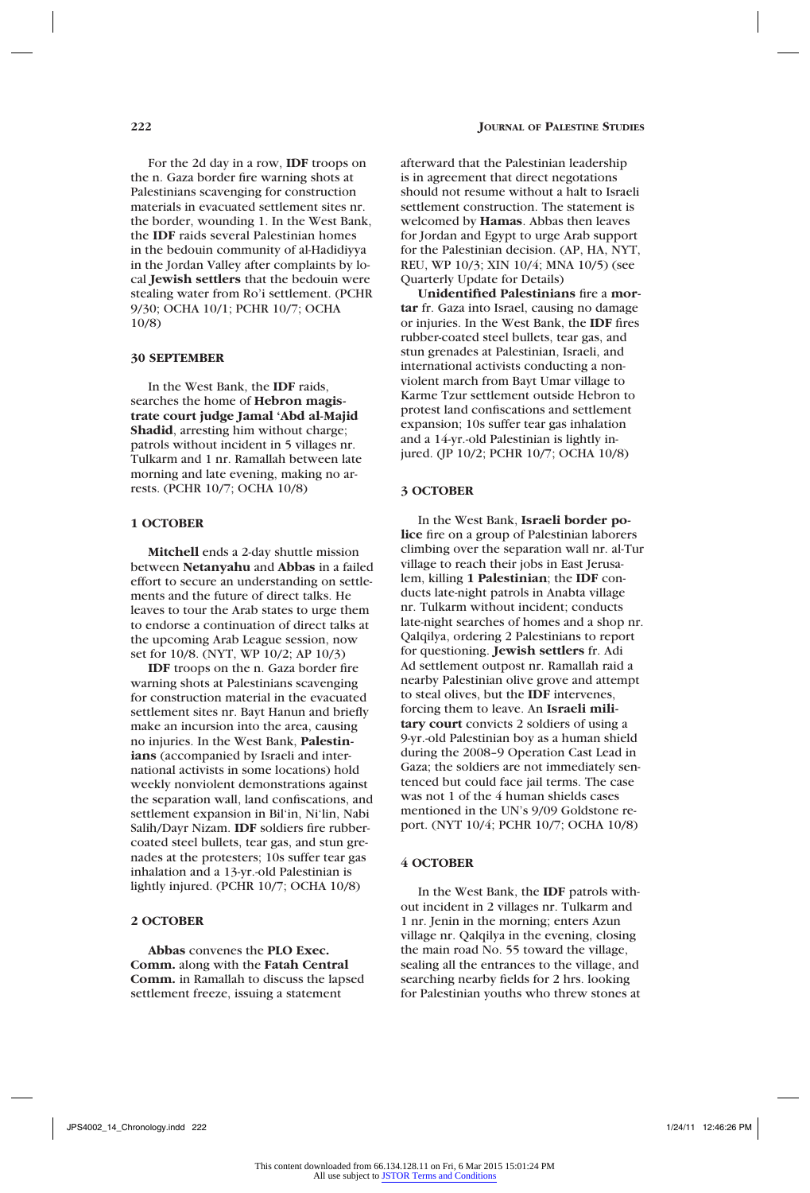For the 2d day in a row, **IDF** troops on the n. Gaza border fire warning shots at Palestinians scavenging for construction materials in evacuated settlement sites nr. the border, wounding 1. In the West Bank, the **IDF** raids several Palestinian homes in the bedouin community of al-Hadidiyya in the Jordan Valley after complaints by local **Jewish settlers** that the bedouin were stealing water from Ro'i settlement. (PCHR 9/30; OCHA 10/1; PCHR 10/7; OCHA 10/8)

### 30 SEPTEMBER

In the West Bank, the **IDF** raids, searches the home of **Hebron magistrate court judge Jamal 'Abd al-Majid Shadid**, arresting him without charge; patrols without incident in 5 villages nr. Tulkarm and 1 nr. Ramallah between late morning and late evening, making no arrests. (PCHR 10/7; OCHA 10/8)

### 1 OCTOBER

**Mitchell** ends a 2-day shuttle mission between **Netanyahu** and **Abbas** in a failed effort to secure an understanding on settlements and the future of direct talks. He leaves to tour the Arab states to urge them to endorse a continuation of direct talks at the upcoming Arab League session, now set for 10/8. (NYT, WP 10/2; AP 10/3)

**IDF** troops on the n. Gaza border fire warning shots at Palestinians scavenging for construction material in the evacuated settlement sites nr. Bayt Hanun and briefly make an incursion into the area, causing no injuries. In the West Bank, **Palestinians** (accompanied by Israeli and international activists in some locations) hold weekly nonviolent demonstrations against the separation wall, land confiscations, and settlement expansion in Bil'in, Ni'lin, Nabi Salih/Dayr Nizam. **IDF** soldiers fire rubber-coated steel bullets, tear gas, and stun grenades at the protesters; 10s suffer tear gas inhalation and a 13-yr.-old Palestinian is lightly injured. (PCHR 10/7; OCHA 10/8)

### 2 OCTOBER

**Abbas** convenes the **PLO Exec. Comm.** along with the **Fatah Central Comm.** in Ramallah to discuss the lapsed settlement freeze, issuing a statement afterward that the Palestinian leadership is in agreement that direct negotations should not resume without a halt to Israeli settlement construction. The statement is welcomed by **Hamas**. Abbas then leaves for Jordan and Egypt to urge Arab support for the Palestinian decision. (AP, HA, NYT, REU, WP 10/3; XIN 10/4; MNA 10/5) (see Quarterly Update for Details)

**Unidentified Palestinians** fire a **mortar** fr. Gaza into Israel, causing no damage or injuries. In the West Bank, the **IDF** fires rubber-coated steel bullets, tear gas, and stun grenades at Palestinian, Israeli, and international activists conducting a nonviolent march from Bayt Umar village to Karme Tzur settlement outside Hebron to protest land confiscations and settlement expansion; 10s suffer tear gas inhalation and a 14-yr.-old Palestinian is lightly injured. (JP 10/2; PCHR 10/7; OCHA 10/8)

### 3 OCTOBER

In the West Bank, **Israeli border police** fire on a group of Palestinian laborers climbing over the separation wall nr. al-Tur village to reach their jobs in East Jerusalem, killing **1 Palestinian**; the **IDF** conducts late-night patrols in Anabta village nr. Tulkarm without incident; conducts late-night searches of homes and a shop nr. Qalqilya, ordering 2 Palestinians to report for questioning. **Jewish settlers** fr. Adi Ad settlement outpost nr. Ramallah raid a nearby Palestinian olive grove and attempt to steal olives, but the **IDF** intervenes, forcing them to leave. An **Israeli military court** convicts 2 soldiers of using a 9-yr.-old Palestinian boy as a human shield during the 2008–9 Operation Cast Lead in Gaza; the soldiers are not immediately sentenced but could face jail terms. The case was not 1 of the 4 human shields cases mentioned in the UN's 9/09 Goldstone report. (NYT 10/4; PCHR 10/7; OCHA 10/8)

### 4 OCTOBER

In the West Bank, the **IDF** patrols without incident in 2 villages nr. Tulkarm and 1 nr. Jenin in the morning; enters Azun village nr. Qalqilya in the evening, closing the main road No. 55 toward the village, sealing all the entrances to the village, and searching nearby fields for 2 hrs. looking for Palestinian youths who threw stones at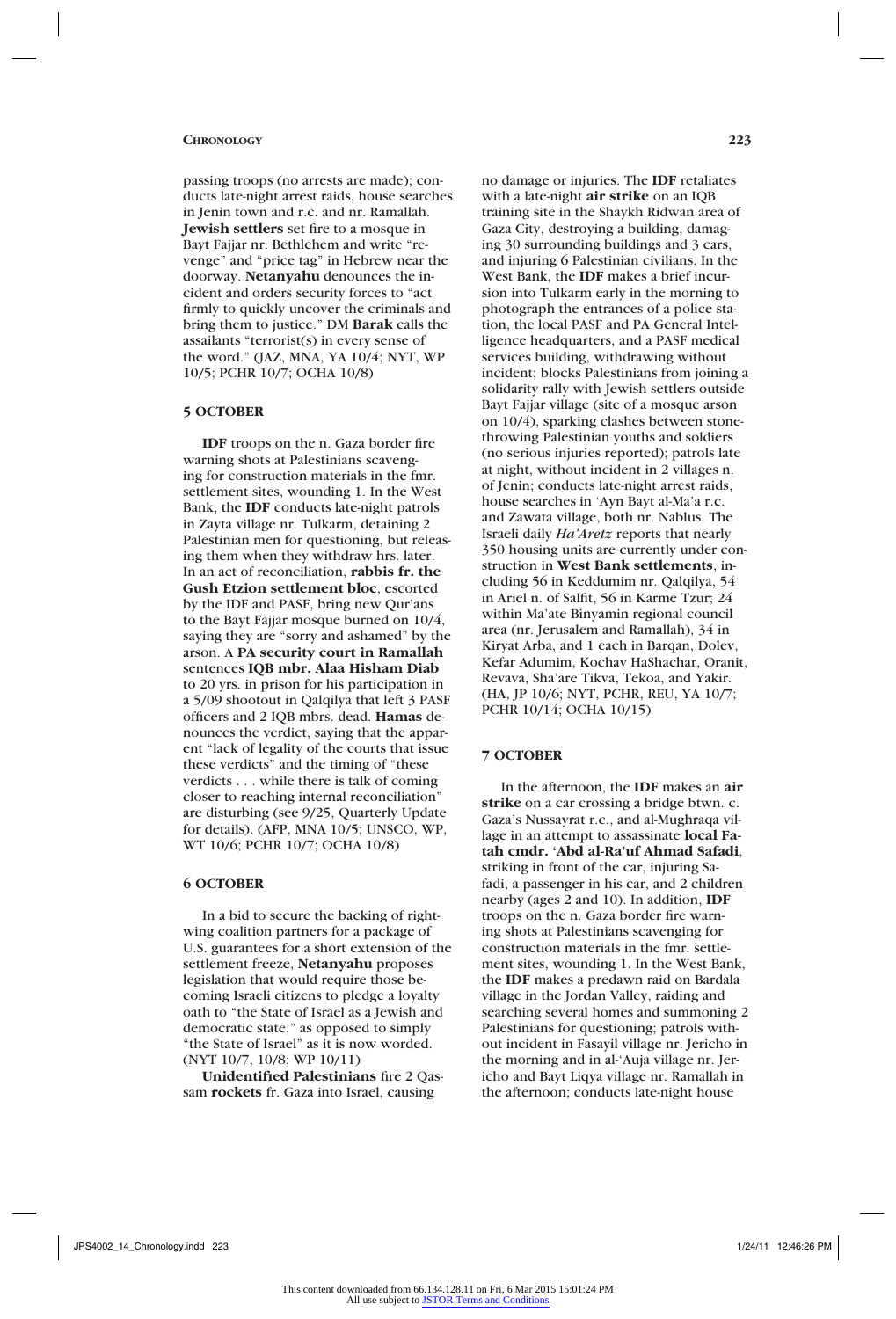passing troops (no arrests are made); conducts late-night arrest raids, house searches in Jenin town and r.c. and nr. Ramallah. **Jewish settlers** set fire to a mosque in Bayt Fajjar nr. Bethlehem and write "revenge" and "price tag" in Hebrew near the doorway. **Netanyahu** denounces the incident and orders security forces to "act firmly to quickly uncover the criminals and bring them to justice." DM **Barak** calls the assailants "terrorist(s) in every sense of the word." (JAZ, MNA, YA 10/4; NYT, WP 10/5; PCHR 10/7; OCHA 10/8)

### 5 OCTOBER

**IDF** troops on the n. Gaza border fire warning shots at Palestinians scavenging for construction materials in the fmr. settlement sites, wounding 1. In the West Bank, the **IDF** conducts late-night patrols in Zayta village nr. Tulkarm, detaining 2 Palestinian men for questioning, but releasing them when they withdraw hrs. later. In an act of reconciliation, **rabbis fr. the Gush Etzion settlement bloc**, escorted by the IDF and PASF, bring new Qur'ans to the Bayt Fajjar mosque burned on 10/4, saying they are "sorry and ashamed" by the arson. A **PA security court in Ramallah** sentences **IQB mbr. Alaa Hisham Diab** to 20 yrs. in prison for his participation in a 5/09 shootout in Qalqilya that left 3 PASF officers and 2 IQB mbrs. dead. **Hamas** denounces the verdict, saying that the apparent "lack of legality of the courts that issue these verdicts" and the timing of "these verdicts . . . while there is talk of coming closer to reaching internal reconciliation" are disturbing (see 9/25, Quarterly Update for details). (AFP, MNA 10/5; UNSCO, WP, WT 10/6; PCHR 10/7; OCHA 10/8)

### 6 OCTOBER

In a bid to secure the backing of right-wing coalition partners for a package of U.S. guarantees for a short extension of the settlement freeze, **Netanyahu** proposes legislation that would require those becoming Israeli citizens to pledge a loyalty oath to "the State of Israel as a Jewish and democratic state," as opposed to simply "the State of Israel" as it is now worded. (NYT 10/7, 10/8; WP 10/11)

**Unidentified Palestinians** fire 2 Qassam **rockets** fr. Gaza into Israel, causing no damage or injuries. The **IDF** retaliates with a late-night **air strike** on an IQB training site in the Shaykh Ridwan area of Gaza City, destroying a building, damaging 30 surrounding buildings and 3 cars, and injuring 6 Palestinian civilians. In the West Bank, the **IDF** makes a brief incursion into Tulkarm early in the morning to photograph the entrances of a police station, the local PASF and PA General Intelligence headquarters, and a PASF medical services building, withdrawing without incident; blocks Palestinians from joining a solidarity rally with Jewish settlers outside Bayt Fajjar village (site of a mosque arson on 10/4), sparking clashes between stone-throwing Palestinian youths and soldiers (no serious injuries reported); patrols late at night, without incident in 2 villages n. of Jenin; conducts late-night arrest raids, house searches in 'Ayn Bayt al-Ma'a r.c. and Zawata village, both nr. Nablus. The Israeli daily *Ha'Aretz* reports that nearly 350 housing units are currently under construction in **West Bank settlements**, including 56 in Keddumim nr. Qalqilya, 54 in Ariel n. of Salfit, 56 in Karme Tzur; 24 within Ma'ate Binyamin regional council area (nr. Jerusalem and Ramallah), 34 in Kiryat Arba, and 1 each in Barqan, Dolev, Kefar Adumim, Kochav HaShachar, Oranit, Revava, Sha'are Tikva, Tekoa, and Yakir. (HA, JP 10/6; NYT, PCHR, REU, YA 10/7; PCHR 10/14; OCHA 10/15)

### 7 OCTOBER

In the afternoon, the **IDF** makes an **air strike** on a car crossing a bridge btwn. c. Gaza's Nussayrat r.c., and al-Mughraqa village in an attempt to assassinate **local Fatah cmdr. 'Abd al-Ra'uf Ahmad Safadi**, striking in front of the car, injuring Safadi, a passenger in his car, and 2 children nearby (ages 2 and 10). In addition, **IDF** troops on the n. Gaza border fire warning shots at Palestinians scavenging for construction materials in the fmr. settlement sites, wounding 1. In the West Bank, the **IDF** makes a predawn raid on Bardala village in the Jordan Valley, raiding and searching several homes and summoning 2 Palestinians for questioning; patrols without incident in Fasayil village nr. Jericho in the morning and in al-'Auja village nr. Jericho and Bayt Liqya village nr. Ramallah in the afternoon; conducts late-night house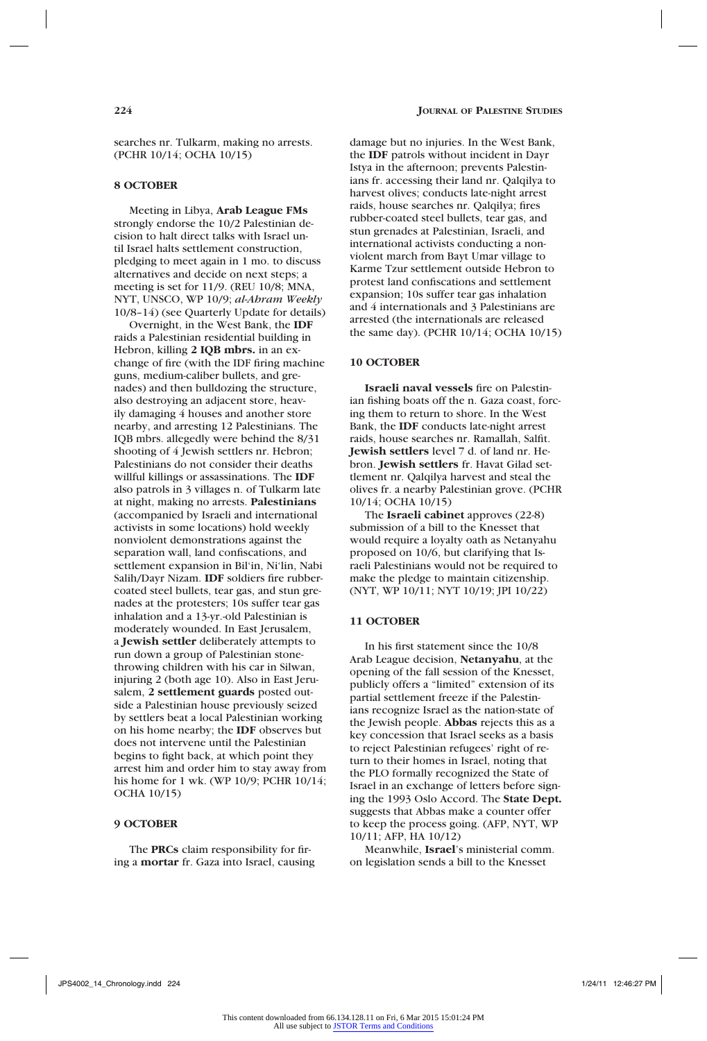searches nr. Tulkarm, making no arrests. (PCHR 10/14; OCHA 10/15)

### 8 OCTOBER

Meeting in Libya, **Arab League FMs** strongly endorse the 10/2 Palestinian decision to halt direct talks with Israel until Israel halts settlement construction, pledging to meet again in 1 mo. to discuss alternatives and decide on next steps; a meeting is set for 11/9. (REU 10/8; MNA, NYT, UNSCO, WP 10/9; *al-Ahram Weekly* 10/8–14) (see Quarterly Update for details)

Overnight, in the West Bank, the **IDF** raids a Palestinian residential building in Hebron, killing **2 IQB mbrs.** in an exchange of fire (with the IDF firing machine guns, medium-caliber bullets, and grenades) and then bulldozing the structure, also destroying an adjacent store, heavily damaging 4 houses and another store nearby, and arresting 12 Palestinians. The IQB mbrs. allegedly were behind the 8/31 shooting of 4 Jewish settlers nr. Hebron; Palestinians do not consider their deaths willful killings or assassinations. The **IDF** also patrols in 3 villages n. of Tulkarm late at night, making no arrests. **Palestinians** (accompanied by Israeli and international activists in some locations) hold weekly nonviolent demonstrations against the separation wall, land confiscations, and settlement expansion in Bil'in, Ni'lin, Nabi Salih/Dayr Nizam. **IDF** soldiers fire rubber-coated steel bullets, tear gas, and stun grenades at the protesters; 10s suffer tear gas inhalation and a 13-yr.-old Palestinian is moderately wounded. In East Jerusalem, a **Jewish settler** deliberately attempts to run down a group of Palestinian stone-throwing children with his car in Silwan, injuring 2 (both age 10). Also in East Jerusalem, **2 settlement guards** posted outside a Palestinian house previously seized by settlers beat a local Palestinian working on his home nearby; the **IDF** observes but does not intervene until the Palestinian begins to fight back, at which point they arrest him and order him to stay away from his home for 1 wk. (WP 10/9; PCHR 10/14; OCHA 10/15)

### 9 OCTOBER

The **PRCs** claim responsibility for firing a **mortar** fr. Gaza into Israel, causing damage but no injuries. In the West Bank, the **IDF** patrols without incident in Dayr Istya in the afternoon; prevents Palestinians fr. accessing their land nr. Qalqilya to harvest olives; conducts late-night arrest raids, house searches nr. Qalqilya; fires rubber-coated steel bullets, tear gas, and stun grenades at Palestinian, Israeli, and international activists conducting a nonviolent march from Bayt Umar village to Karme Tzur settlement outside Hebron to protest land confiscations and settlement expansion; 10s suffer tear gas inhalation and 4 internationals and 3 Palestinians are arrested (the internationals are released the same day). (PCHR 10/14; OCHA 10/15)

### 10 OCTOBER

**Israeli naval vessels** fire on Palestinian fishing boats off the n. Gaza coast, forcing them to return to shore. In the West Bank, the **IDF** conducts late-night arrest raids, house searches nr. Ramallah, Salfit. **Jewish settlers** level 7 d. of land nr. Hebron. **Jewish settlers** fr. Havat Gilad settlement nr. Qalqilya harvest and steal the olives fr. a nearby Palestinian grove. (PCHR 10/14; OCHA 10/15)

The **Israeli cabinet** approves (22-8) submission of a bill to the Knesset that would require a loyalty oath as Netanyahu proposed on 10/6, but clarifying that Israeli Palestinians would not be required to make the pledge to maintain citizenship. (NYT, WP 10/11; NYT 10/19; JPI 10/22)

### 11 OCTOBER

In his first statement since the 10/8 Arab League decision, **Netanyahu**, at the opening of the fall session of the Knesset, publicly offers a "limited" extension of its partial settlement freeze if the Palestinians recognize Israel as the nation-state of the Jewish people. **Abbas** rejects this as a key concession that Israel seeks as a basis to reject Palestinian refugees' right of return to their homes in Israel, noting that the PLO formally recognized the State of Israel in an exchange of letters before signing the 1993 Oslo Accord. The **State Dept.** suggests that Abbas make a counter offer to keep the process going. (AFP, NYT, WP 10/11; AFP, HA 10/12)

Meanwhile, **Israel**'s ministerial comm. on legislation sends a bill to the Knesset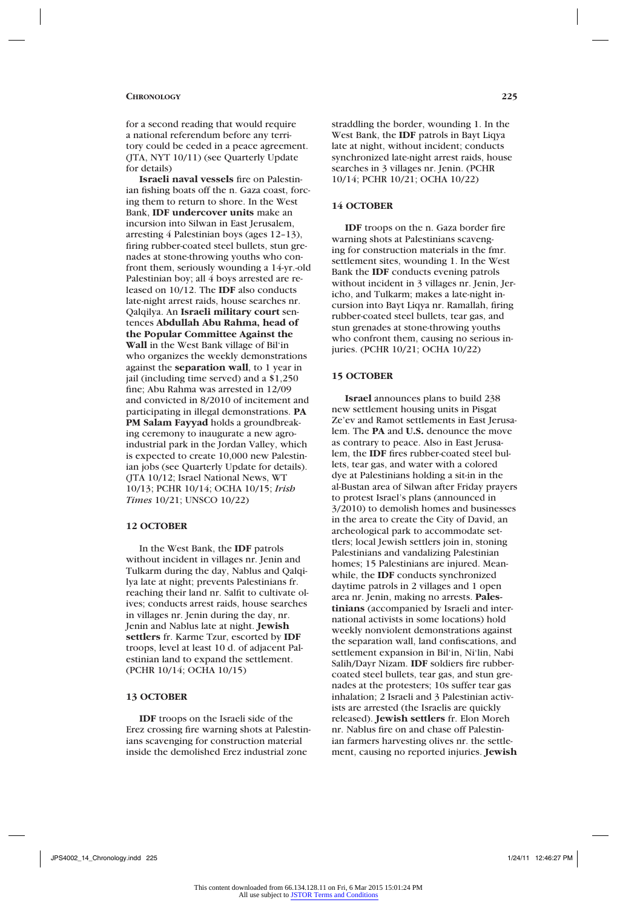for a second reading that would require a national referendum before any territory could be ceded in a peace agreement. (JTA, NYT 10/11) (see Quarterly Update for details)

**Israeli naval vessels** fire on Palestinian fishing boats off the n. Gaza coast, forcing them to return to shore. In the West Bank, **IDF undercover units** make an incursion into Silwan in East Jerusalem, arresting 4 Palestinian boys (ages 12–13), firing rubber-coated steel bullets, stun grenades at stone-throwing youths who confront them, seriously wounding a 14-yr.-old Palestinian boy; all 4 boys arrested are released on 10/12. The **IDF** also conducts late-night arrest raids, house searches nr. Qalqilya. An **Israeli military court** sentences **Abdullah Abu Rahma, head of the Popular Committee Against the Wall** in the West Bank village of Bil'in who organizes the weekly demonstrations against the **separation wall**, to 1 year in jail (including time served) and a $1,250 fine; Abu Rahma was arrested in 12/09 and convicted in 8/2010 of incitement and participating in illegal demonstrations. **PA PM Salam Fayyad** holds a groundbreaking ceremony to inaugurate a new agro-industrial park in the Jordan Valley, which is expected to create 10,000 new Palestinian jobs (see Quarterly Update for details). (JTA 10/12; Israel National News, WT 10/13; PCHR 10/14; OCHA 10/15; *Irish Times* 10/21; UNSCO 10/22)

### 12 OCTOBER

In the West Bank, the **IDF** patrols without incident in villages nr. Jenin and Tulkarm during the day, Nablus and Qalqilya late at night; prevents Palestinians fr. reaching their land nr. Salfit to cultivate olives; conducts arrest raids, house searches in villages nr. Jenin during the day, nr. Jenin and Nablus late at night. **Jewish settlers** fr. Karme Tzur, escorted by **IDF** troops, level at least 10 d. of adjacent Palestinian land to expand the settlement. (PCHR 10/14; OCHA 10/15)

### 13 OCTOBER

**IDF** troops on the Israeli side of the Erez crossing fire warning shots at Palestinians scavenging for construction material inside the demolished Erez industrial zone straddling the border, wounding 1. In the West Bank, the **IDF** patrols in Bayt Liqya late at night, without incident; conducts synchronized late-night arrest raids, house searches in 3 villages nr. Jenin. (PCHR 10/14; PCHR 10/21; OCHA 10/22)

### 14 OCTOBER

**IDF** troops on the n. Gaza border fire warning shots at Palestinians scavenging for construction materials in the fmr. settlement sites, wounding 1. In the West Bank the **IDF** conducts evening patrols without incident in 3 villages nr. Jenin, Jericho, and Tulkarm; makes a late-night incursion into Bayt Liqya nr. Ramallah, firing rubber-coated steel bullets, tear gas, and stun grenades at stone-throwing youths who confront them, causing no serious injuries. (PCHR 10/21; OCHA 10/22)

### 15 OCTOBER

**Israel** announces plans to build 238 new settlement housing units in Pisgat Ze'ev and Ramot settlements in East Jerusalem. The **PA** and **U.S.** denounce the move as contrary to peace. Also in East Jerusalem, the **IDF** fires rubber-coated steel bullets, tear gas, and water with a colored dye at Palestinians holding a sit-in in the al-Bustan area of Silwan after Friday prayers to protest Israel's plans (announced in 3/2010) to demolish homes and businesses in the area to create the City of David, an archeological park to accommodate settlers; local Jewish settlers join in, stoning Palestinians and vandalizing Palestinian homes; 15 Palestinians are injured. Meanwhile, the **IDF** conducts synchronized daytime patrols in 2 villages and 1 open area nr. Jenin, making no arrests. **Palestinians** (accompanied by Israeli and international activists in some locations) hold weekly nonviolent demonstrations against the separation wall, land confiscations, and settlement expansion in Bil'in, Ni'lin, Nabi Salih/Dayr Nizam. **IDF** soldiers fire rubber-coated steel bullets, tear gas, and stun grenades at the protesters; 10s suffer tear gas inhalation; 2 Israeli and 3 Palestinian activists are arrested (the Israelis are quickly released). **Jewish settlers** fr. Elon Moreh nr. Nablus fire on and chase off Palestinian farmers harvesting olives nr. the settlement, causing no reported injuries. **Jewish**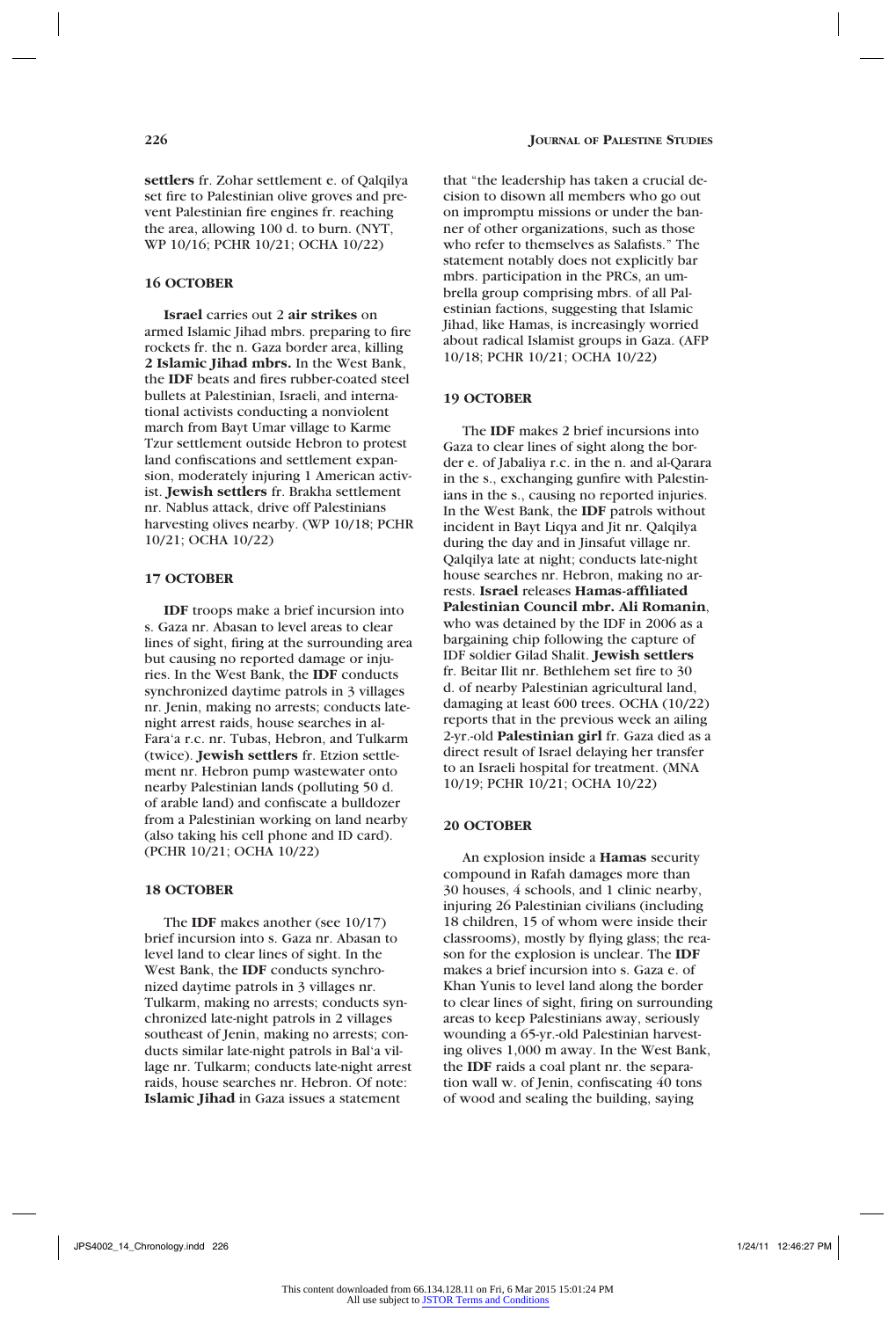**settlers** fr. Zohar settlement e. of Qalqilya set fire to Palestinian olive groves and prevent Palestinian fire engines fr. reaching the area, allowing 100 d. to burn. (NYT, WP 10/16; PCHR 10/21; OCHA 10/22)

### 16 OCTOBER

**Israel** carries out 2 **air strikes** on armed Islamic Jihad mbrs. preparing to fire rockets fr. the n. Gaza border area, killing **2 Islamic Jihad mbrs.** In the West Bank, the **IDF** beats and fires rubber-coated steel bullets at Palestinian, Israeli, and international activists conducting a nonviolent march from Bayt Umar village to Karme Tzur settlement outside Hebron to protest land confiscations and settlement expansion, moderately injuring 1 American activist. **Jewish settlers** fr. Brakha settlement nr. Nablus attack, drive off Palestinians harvesting olives nearby. (WP 10/18; PCHR 10/21; OCHA 10/22)

### 17 OCTOBER

**IDF** troops make a brief incursion into s. Gaza nr. Abasan to level areas to clear lines of sight, firing at the surrounding area but causing no reported damage or injuries. In the West Bank, the **IDF** conducts synchronized daytime patrols in 3 villages nr. Jenin, making no arrests; conducts late-night arrest raids, house searches in al-Fara'a r.c. nr. Tubas, Hebron, and Tulkarm (twice). **Jewish settlers** fr. Etzion settlement nr. Hebron pump wastewater onto nearby Palestinian lands (polluting 50 d. of arable land) and confiscate a bulldozer from a Palestinian working on land nearby (also taking his cell phone and ID card). (PCHR 10/21; OCHA 10/22)

### 18 OCTOBER

The **IDF** makes another (see 10/17) brief incursion into s. Gaza nr. Abasan to level land to clear lines of sight. In the West Bank, the **IDF** conducts synchronized daytime patrols in 3 villages nr. Tulkarm, making no arrests; conducts synchronized late-night patrols in 2 villages southeast of Jenin, making no arrests; conducts similar late-night patrols in Bal'a village nr. Tulkarm; conducts late-night arrest raids, house searches nr. Hebron. Of note: **Islamic Jihad** in Gaza issues a statement that "the leadership has taken a crucial decision to disown all members who go out on impromptu missions or under the banner of other organizations, such as those who refer to themselves as Salafists." The statement notably does not explicitly bar mbrs. participation in the PRCs, an umbrella group comprising mbrs. of all Palestinian factions, suggesting that Islamic Jihad, like Hamas, is increasingly worried about radical Islamist groups in Gaza. (AFP 10/18; PCHR 10/21; OCHA 10/22)

### 19 OCTOBER

The **IDF** makes 2 brief incursions into Gaza to clear lines of sight along the border e. of Jabaliya r.c. in the n. and al-Qarara in the s., exchanging gunfire with Palestinians in the s., causing no reported injuries. In the West Bank, the **IDF** patrols without incident in Bayt Liqya and Jit nr. Qalqilya during the day and in Jinsafut village nr. Qalqilya late at night; conducts late-night house searches nr. Hebron, making no arrests. **Israel** releases **Hamas-affiliated Palestinian Council mbr. Ali Romanin**, who was detained by the IDF in 2006 as a bargaining chip following the capture of IDF soldier Gilad Shalit. **Jewish settlers** fr. Beitar Ilit nr. Bethlehem set fire to 30 d. of nearby Palestinian agricultural land, damaging at least 600 trees. OCHA (10/22) reports that in the previous week an ailing 2-yr.-old **Palestinian girl** fr. Gaza died as a direct result of Israel delaying her transfer to an Israeli hospital for treatment. (MNA 10/19; PCHR 10/21; OCHA 10/22)

### 20 OCTOBER

An explosion inside a **Hamas** security compound in Rafah damages more than 30 houses, 4 schools, and 1 clinic nearby, injuring 26 Palestinian civilians (including 18 children, 15 of whom were inside their classrooms), mostly by flying glass; the reason for the explosion is unclear. The **IDF** makes a brief incursion into s. Gaza e. of Khan Yunis to level land along the border to clear lines of sight, firing on surrounding areas to keep Palestinians away, seriously wounding a 65-yr.-old Palestinian harvesting olives 1,000 m away. In the West Bank, the **IDF** raids a coal plant nr. the separation wall w. of Jenin, confiscating 40 tons of wood and sealing the building, saying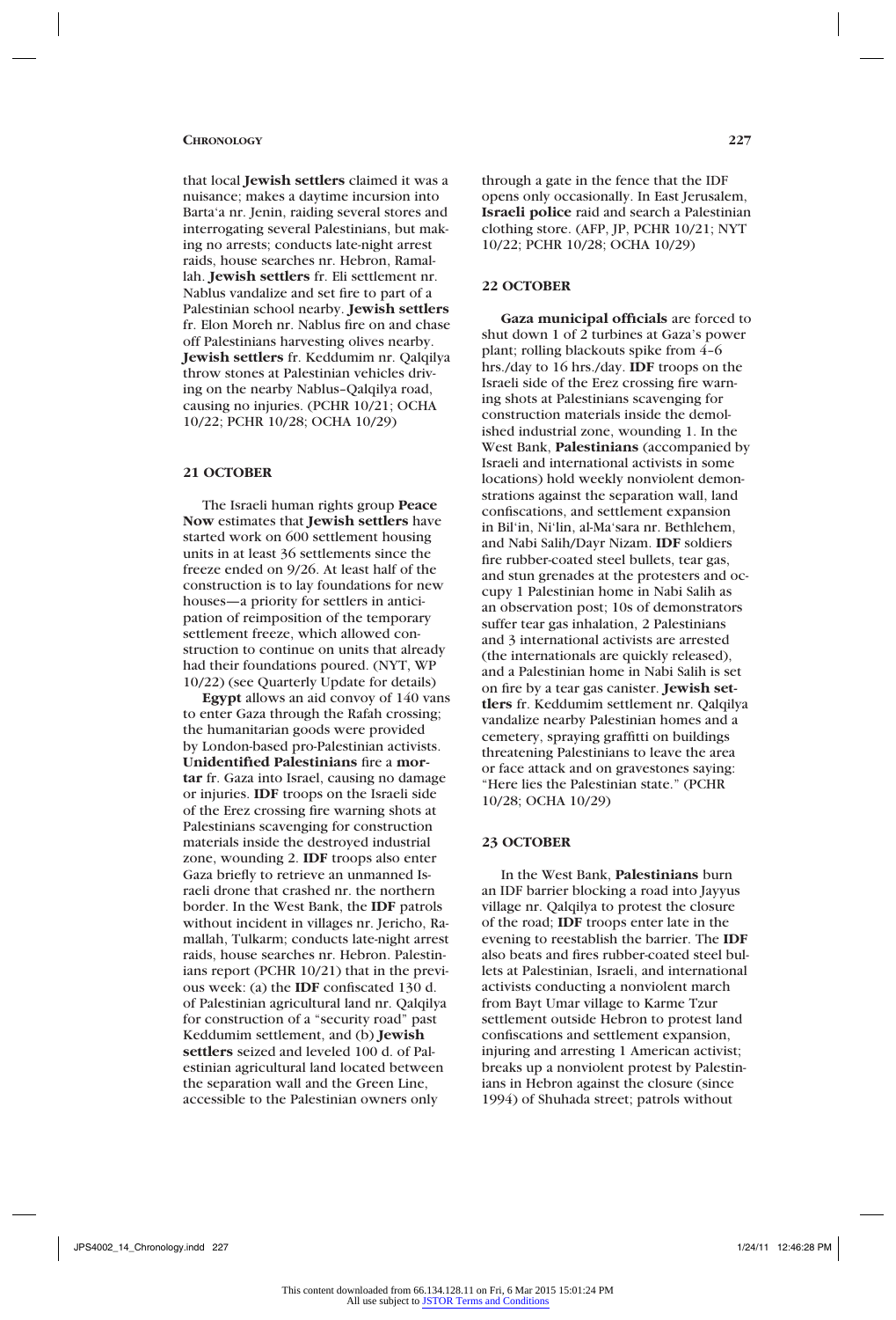that local **Jewish settlers** claimed it was a nuisance; makes a daytime incursion into Barta'a nr. Jenin, raiding several stores and interrogating several Palestinians, but making no arrests; conducts late-night arrest raids, house searches nr. Hebron, Ramallah. **Jewish settlers** fr. Eli settlement nr. Nablus vandalize and set fire to part of a Palestinian school nearby. **Jewish settlers** fr. Elon Moreh nr. Nablus fire on and chase off Palestinians harvesting olives nearby. **Jewish settlers** fr. Keddumim nr. Qalqilya throw stones at Palestinian vehicles driving on the nearby Nablus–Qalqilya road, causing no injuries. (PCHR 10/21; OCHA 10/22; PCHR 10/28; OCHA 10/29)

### 21 OCTOBER

The Israeli human rights group **Peace Now** estimates that **Jewish settlers** have started work on 600 settlement housing units in at least 36 settlements since the freeze ended on 9/26. At least half of the construction is to lay foundations for new houses—a priority for settlers in anticipation of reimposition of the temporary settlement freeze, which allowed construction to continue on units that already had their foundations poured. (NYT, WP 10/22) (see Quarterly Update for details)

**Egypt** allows an aid convoy of 140 vans to enter Gaza through the Rafah crossing; the humanitarian goods were provided by London-based pro-Palestinian activists. **Unidentified Palestinians** fire a **mortar** fr. Gaza into Israel, causing no damage or injuries. **IDF** troops on the Israeli side of the Erez crossing fire warning shots at Palestinians scavenging for construction materials inside the destroyed industrial zone, wounding 2. **IDF** troops also enter Gaza briefly to retrieve an unmanned Israeli drone that crashed nr. the northern border. In the West Bank, the **IDF** patrols without incident in villages nr. Jericho, Ramallah, Tulkarm; conducts late-night arrest raids, house searches nr. Hebron. Palestinians report (PCHR 10/21) that in the previous week: (a) the **IDF** confiscated 130 d. of Palestinian agricultural land nr. Qalqilya for construction of a "security road" past Keddumim settlement, and (b) **Jewish settlers** seized and leveled 100 d. of Palestinian agricultural land located between the separation wall and the Green Line, accessible to the Palestinian owners only through a gate in the fence that the IDF opens only occasionally. In East Jerusalem, **Israeli police** raid and search a Palestinian clothing store. (AFP, JP, PCHR 10/21; NYT 10/22; PCHR 10/28; OCHA 10/29)

### 22 OCTOBER

**Gaza municipal officials** are forced to shut down 1 of 2 turbines at Gaza's power plant; rolling blackouts spike from 4–6 hrs./day to 16 hrs./day. **IDF** troops on the Israeli side of the Erez crossing fire warning shots at Palestinians scavenging for construction materials inside the demolished industrial zone, wounding 1. In the West Bank, **Palestinians** (accompanied by Israeli and international activists in some locations) hold weekly nonviolent demonstrations against the separation wall, land confiscations, and settlement expansion in Bil'in, Ni'lin, al-Ma'sara nr. Bethlehem, and Nabi Salih/Dayr Nizam. **IDF** soldiers fire rubber-coated steel bullets, tear gas, and stun grenades at the protesters and occupy 1 Palestinian home in Nabi Salih as an observation post; 10s of demonstrators suffer tear gas inhalation, 2 Palestinians and 3 international activists are arrested (the internationals are quickly released), and a Palestinian home in Nabi Salih is set on fire by a tear gas canister. **Jewish settlers** fr. Keddumim settlement nr. Qalqilya vandalize nearby Palestinian homes and a cemetery, spraying graffiti on buildings threatening Palestinians to leave the area or face attack and on gravestones saying: "Here lies the Palestinian state." (PCHR 10/28; OCHA 10/29)

### 23 OCTOBER

In the West Bank, **Palestinians** burn an IDF barrier blocking a road into Jayyus village nr. Qalqilya to protest the closure of the road; **IDF** troops enter late in the evening to reestablish the barrier. The **IDF** also beats and fires rubber-coated steel bullets at Palestinian, Israeli, and international activists conducting a nonviolent march from Bayt Umar village to Karme Tzur settlement outside Hebron to protest land confiscations and settlement expansion, injuring and arresting 1 American activist; breaks up a nonviolent protest by Palestinians in Hebron against the closure (since 1994) of Shuhada street; patrols without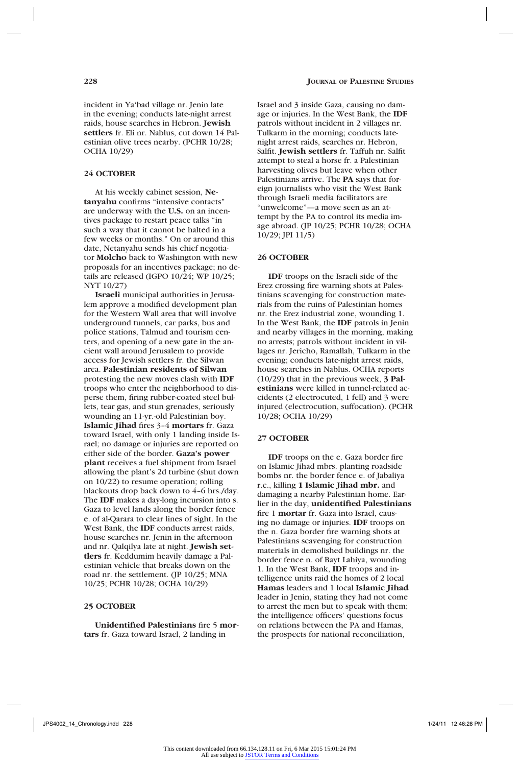incident in Ya'bad village nr. Jenin late in the evening; conducts late-night arrest raids, house searches in Hebron. **Jewish settlers** fr. Eli nr. Nablus, cut down 14 Palestinian olive trees nearby. (PCHR 10/28; OCHA 10/29)

## 24 OCTOBER

At his weekly cabinet session, **Netanyahu** confirms "intensive contacts" are underway with the **U.S.** on an incentives package to restart peace talks "in such a way that it cannot be halted in a few weeks or months." On or around this date, Netanyahu sends his chief negotiator **Molcho** back to Washington with new proposals for an incentives package; no details are released (IGPO 10/24; WP 10/25; NYT 10/27)

**Israeli** municipal authorities in Jerusalem approve a modified development plan for the Western Wall area that will involve underground tunnels, car parks, bus and police stations, Talmud and tourism centers, and opening of a new gate in the ancient wall around Jerusalem to provide access for Jewish settlers fr. the Silwan area. **Palestinian residents of Silwan** protesting the new moves clash with **IDF** troops who enter the neighborhood to disperse them, firing rubber-coated steel bullets, tear gas, and stun grenades, seriously wounding an 11-yr.-old Palestinian boy. **Islamic Jihad** fires 3–4 **mortars** fr. Gaza toward Israel, with only 1 landing inside Israel; no damage or injuries are reported on either side of the border. **Gaza's power plant** receives a fuel shipment from Israel allowing the plant's 2d turbine (shut down on 10/22) to resume operation; rolling blackouts drop back down to 4–6 hrs./day. The **IDF** makes a day-long incursion into s. Gaza to level lands along the border fence e. of al-Qarara to clear lines of sight. In the West Bank, the **IDF** conducts arrest raids, house searches nr. Jenin in the afternoon and nr. Qalqilya late at night. **Jewish settlers** fr. Keddumim heavily damage a Palestinian vehicle that breaks down on the road nr. the settlement. (JP 10/25; MNA 10/25; PCHR 10/28; OCHA 10/29)

## 25 OCTOBER

**Unidentified Palestinians** fire 5 **mortars** fr. Gaza toward Israel, 2 landing in Israel and 3 inside Gaza, causing no damage or injuries. In the West Bank, the **IDF** patrols without incident in 2 villages nr. Tulkarm in the morning; conducts late-night arrest raids, searches nr. Hebron, Salfit. **Jewish settlers** fr. Taffuh nr. Salfit attempt to steal a horse fr. a Palestinian harvesting olives but leave when other Palestinians arrive. The **PA** says that foreign journalists who visit the West Bank through Israeli media facilitators are "unwelcome"—a move seen as an attempt by the PA to control its media image abroad. (JP 10/25; PCHR 10/28; OCHA 10/29; JPI 11/5)

## 26 OCTOBER

**IDF** troops on the Israeli side of the Erez crossing fire warning shots at Palestinians scavenging for construction materials from the ruins of Palestinian homes nr. the Erez industrial zone, wounding 1. In the West Bank, the **IDF** patrols in Jenin and nearby villages in the morning, making no arrests; patrols without incident in villages nr. Jericho, Ramallah, Tulkarm in the evening; conducts late-night arrest raids, house searches in Nablus. OCHA reports (10/29) that in the previous week, **3 Palestinians** were killed in tunnel-related accidents (2 electrocuted, 1 fell) and 3 were injured (electrocution, suffocation). (PCHR 10/28; OCHA 10/29)

## 27 OCTOBER

**IDF** troops on the e. Gaza border fire on Islamic Jihad mbrs. planting roadside bombs nr. the border fence e. of Jabaliya r.c., killing **1 Islamic Jihad mbr.** and damaging a nearby Palestinian home. Earlier in the day, **unidentified Palestinians** fire 1 **mortar** fr. Gaza into Israel, causing no damage or injuries. **IDF** troops on the n. Gaza border fire warning shots at Palestinians scavenging for construction materials in demolished buildings nr. the border fence n. of Bayt Lahiya, wounding 1. In the West Bank, **IDF** troops and intelligence units raid the homes of 2 local **Hamas** leaders and 1 local **Islamic Jihad** leader in Jenin, stating they had not come to arrest the men but to speak with them; the intelligence officers' questions focus on relations between the PA and Hamas, the prospects for national reconciliation,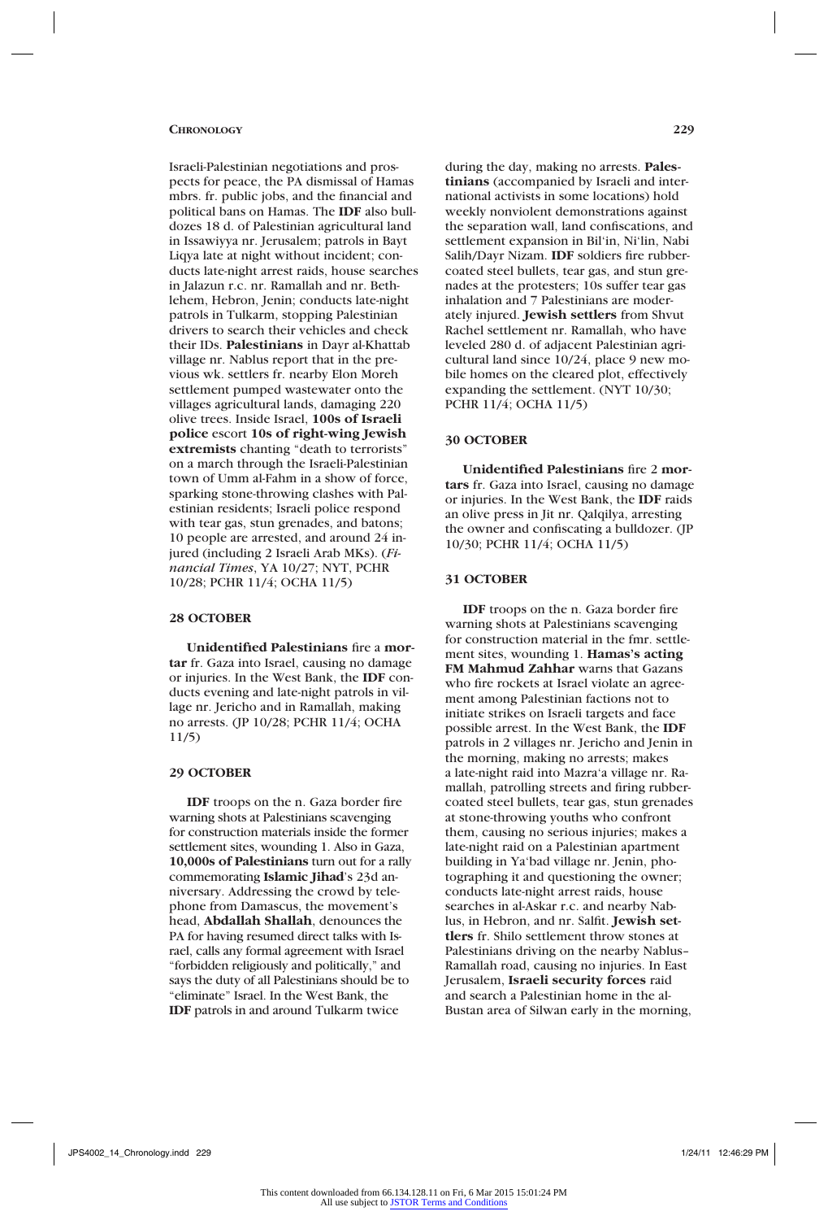Israeli-Palestinian negotiations and prospects for peace, the PA dismissal of Hamas mbrs. fr. public jobs, and the financial and political bans on Hamas. The **IDF** also bulldozes 18 d. of Palestinian agricultural land in Issawiyya nr. Jerusalem; patrols in Bayt Liqya late at night without incident; conducts late-night arrest raids, house searches in Jalazun r.c. nr. Ramallah and nr. Bethlehem, Hebron, Jenin; conducts late-night patrols in Tulkarm, stopping Palestinian drivers to search their vehicles and check their IDs. **Palestinians** in Dayr al-Khattab village nr. Nablus report that in the previous wk. settlers fr. nearby Elon Moreh settlement pumped wastewater onto the villages agricultural lands, damaging 220 olive trees. Inside Israel, **100s of Israeli police** escort **10s of right-wing Jewish extremists** chanting "death to terrorists" on a march through the Israeli-Palestinian town of Umm al-Fahm in a show of force, sparking stone-throwing clashes with Palestinian residents; Israeli police respond with tear gas, stun grenades, and batons; 10 people are arrested, and around 24 injured (including 2 Israeli Arab MKs). (*Financial Times*, YA 10/27; NYT, PCHR 10/28; PCHR 11/4; OCHA 11/5)

### 28 OCTOBER

**Unidentified Palestinians** fire a **mortar** fr. Gaza into Israel, causing no damage or injuries. In the West Bank, the **IDF** conducts evening and late-night patrols in village nr. Jericho and in Ramallah, making no arrests. (JP 10/28; PCHR 11/4; OCHA 11/5)

### 29 OCTOBER

**IDF** troops on the n. Gaza border fire warning shots at Palestinians scavenging for construction materials inside the former settlement sites, wounding 1. Also in Gaza, **10,000s of Palestinians** turn out for a rally commemorating **Islamic Jihad**'s 23d anniversary. Addressing the crowd by telephone from Damascus, the movement's head, **Abdallah Shallah**, denounces the PA for having resumed direct talks with Israel, calls any formal agreement with Israel "forbidden religiously and politically," and says the duty of all Palestinians should be to "eliminate" Israel. In the West Bank, the **IDF** patrols in and around Tulkarm twice during the day, making no arrests. **Palestinians** (accompanied by Israeli and international activists in some locations) hold weekly nonviolent demonstrations against the separation wall, land confiscations, and settlement expansion in Bil'in, Ni'lin, Nabi Salih/Dayr Nizam. **IDF** soldiers fire rubber-coated steel bullets, tear gas, and stun grenades at the protesters; 10s suffer tear gas inhalation and 7 Palestinians are moderately injured. **Jewish settlers** from Shvut Rachel settlement nr. Ramallah, who have leveled 280 d. of adjacent Palestinian agricultural land since 10/24, place 9 new mobile homes on the cleared plot, effectively expanding the settlement. (NYT 10/30; PCHR 11/4; OCHA 11/5)

### 30 OCTOBER

**Unidentified Palestinians** fire 2 **mortars** fr. Gaza into Israel, causing no damage or injuries. In the West Bank, the **IDF** raids an olive press in Jit nr. Qalqilya, arresting the owner and confiscating a bulldozer. (JP 10/30; PCHR 11/4; OCHA 11/5)

### 31 OCTOBER

**IDF** troops on the n. Gaza border fire warning shots at Palestinians scavenging for construction material in the fmr. settlement sites, wounding 1. **Hamas's acting FM Mahmud Zahhar** warns that Gazans who fire rockets at Israel violate an agreement among Palestinian factions not to initiate strikes on Israeli targets and face possible arrest. In the West Bank, the **IDF** patrols in 2 villages nr. Jericho and Jenin in the morning, making no arrests; makes a late-night raid into Mazra'a village nr. Ramallah, patrolling streets and firing rubber-coated steel bullets, tear gas, stun grenades at stone-throwing youths who confront them, causing no serious injuries; makes a late-night raid on a Palestinian apartment building in Ya'bad village nr. Jenin, photographing it and questioning the owner; conducts late-night arrest raids, house searches in al-Askar r.c. and nearby Nablus, in Hebron, and nr. Salfit. **Jewish settlers** fr. Shilo settlement throw stones at Palestinians driving on the nearby Nablus–Ramallah road, causing no injuries. In East Jerusalem, **Israeli security forces** raid and search a Palestinian home in the al-Bustan area of Silwan early in the morning,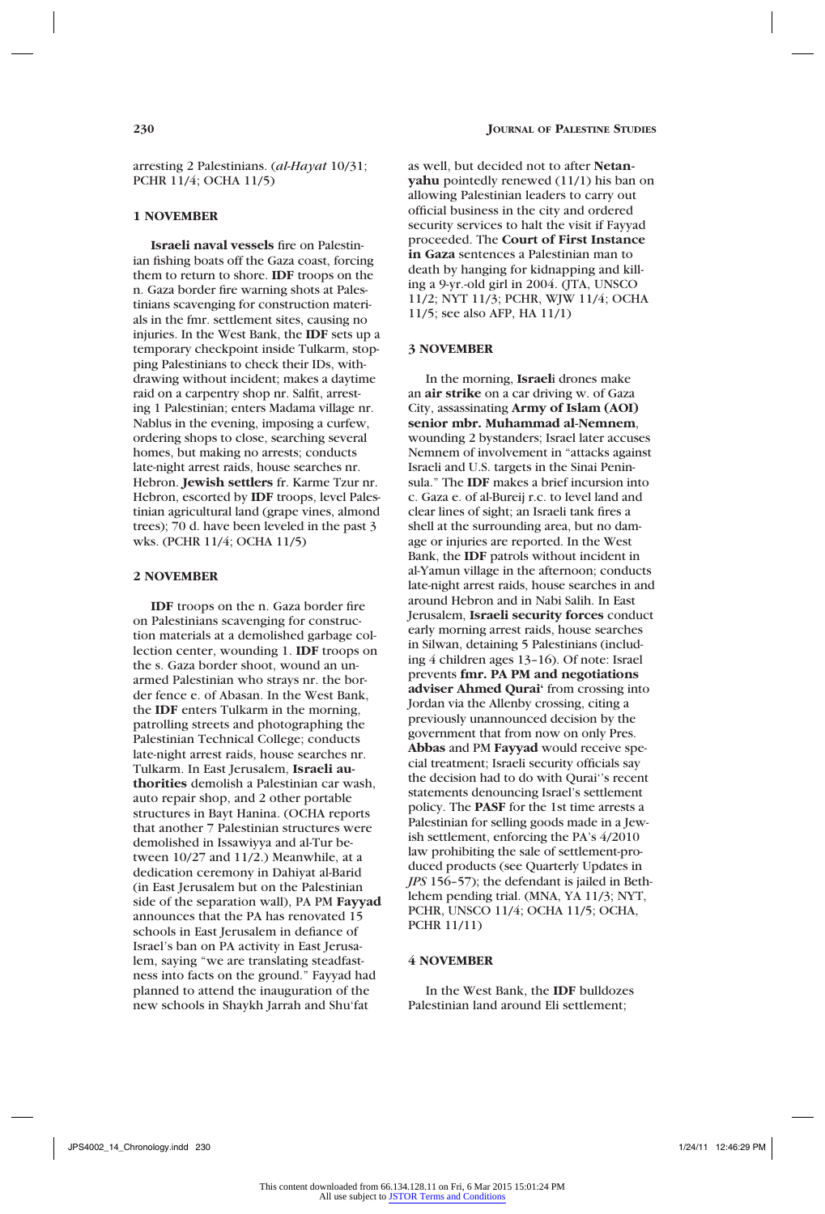arresting 2 Palestinians. (*al-Hayat* 10/31; PCHR 11/4; OCHA 11/5)

### 1 NOVEMBER

**Israeli naval vessels** fire on Palestinian fishing boats off the Gaza coast, forcing them to return to shore. **IDF** troops on the n. Gaza border fire warning shots at Palestinians scavenging for construction materials in the fmr. settlement sites, causing no injuries. In the West Bank, the **IDF** sets up a temporary checkpoint inside Tulkarm, stopping Palestinians to check their IDs, withdrawing without incident; makes a daytime raid on a carpentry shop nr. Salfit, arresting 1 Palestinian; enters Madama village nr. Nablus in the evening, imposing a curfew, ordering shops to close, searching several homes, but making no arrests; conducts late-night arrest raids, house searches nr. Hebron. **Jewish settlers** fr. Karme Tzur nr. Hebron, escorted by **IDF** troops, level Palestinian agricultural land (grape vines, almond trees); 70 d. have been leveled in the past 3 wks. (PCHR 11/4; OCHA 11/5)

### 2 NOVEMBER

**IDF** troops on the n. Gaza border fire on Palestinians scavenging for construction materials at a demolished garbage collection center, wounding 1. **IDF** troops on the s. Gaza border shoot, wound an unarmed Palestinian who strays nr. the border fence e. of Abasan. In the West Bank, the **IDF** enters Tulkarm in the morning, patrolling streets and photographing the Palestinian Technical College; conducts late-night arrest raids, house searches nr. Tulkarm. In East Jerusalem, **Israeli authorities** demolish a Palestinian car wash, auto repair shop, and 2 other portable structures in Bayt Hanina. (OCHA reports that another 7 Palestinian structures were demolished in Issawiyya and al-Tur between 10/27 and 11/2.) Meanwhile, at a dedication ceremony in Dahiyat al-Barid (in East Jerusalem but on the Palestinian side of the separation wall), PA PM **Fayyad** announces that the PA has renovated 15 schools in East Jerusalem in defiance of Israel's ban on PA activity in East Jerusalem, saying "we are translating steadfastness into facts on the ground." Fayyad had planned to attend the inauguration of the new schools in Shaykh Jarrah and Shu'fat as well, but decided not to after **Netanyahu** pointedly renewed (11/1) his ban on allowing Palestinian leaders to carry out official business in the city and ordered security services to halt the visit if Fayyad proceeded. The **Court of First Instance in Gaza** sentences a Palestinian man to death by hanging for kidnapping and killing a 9-yr.-old girl in 2004. (JTA, UNSCO 11/2; NYT 11/3; PCHR, WJW 11/4; OCHA 11/5; see also AFP, HA 11/1)

### 3 NOVEMBER

In the morning, **Israel**i drones make an **air strike** on a car driving w. of Gaza City, assassinating **Army of Islam (AOI) senior mbr. Muhammad al-Nemnem**, wounding 2 bystanders; Israel later accuses Nemnem of involvement in "attacks against Israeli and U.S. targets in the Sinai Peninsula." The **IDF** makes a brief incursion into c. Gaza e. of al-Bureij r.c. to level land and clear lines of sight; an Israeli tank fires a shell at the surrounding area, but no damage or injuries are reported. In the West Bank, the **IDF** patrols without incident in al-Yamun village in the afternoon; conducts late-night arrest raids, house searches in and around Hebron and in Nabi Salih. In East Jerusalem, **Israeli security forces** conduct early morning arrest raids, house searches in Silwan, detaining 5 Palestinians (including 4 children ages 13–16). Of note: Israel prevents **fmr. PA PM and negotiations adviser Ahmed Qurai'** from crossing into Jordan via the Allenby crossing, citing a previously unannounced decision by the government that from now on only Pres. **Abbas** and PM **Fayyad** would receive special treatment; Israeli security officials say the decision had to do with Qurai''s recent statements denouncing Israel's settlement policy. The **PASF** for the 1st time arrests a Palestinian for selling goods made in a Jewish settlement, enforcing the PA's 4/2010 law prohibiting the sale of settlement-produced products (see Quarterly Updates in *JPS* 156–57); the defendant is jailed in Bethlehem pending trial. (MNA, YA 11/3; NYT, PCHR, UNSCO 11/4; OCHA 11/5; OCHA, PCHR 11/11)

### 4 NOVEMBER

In the West Bank, the **IDF** bulldozes Palestinian land around Eli settlement;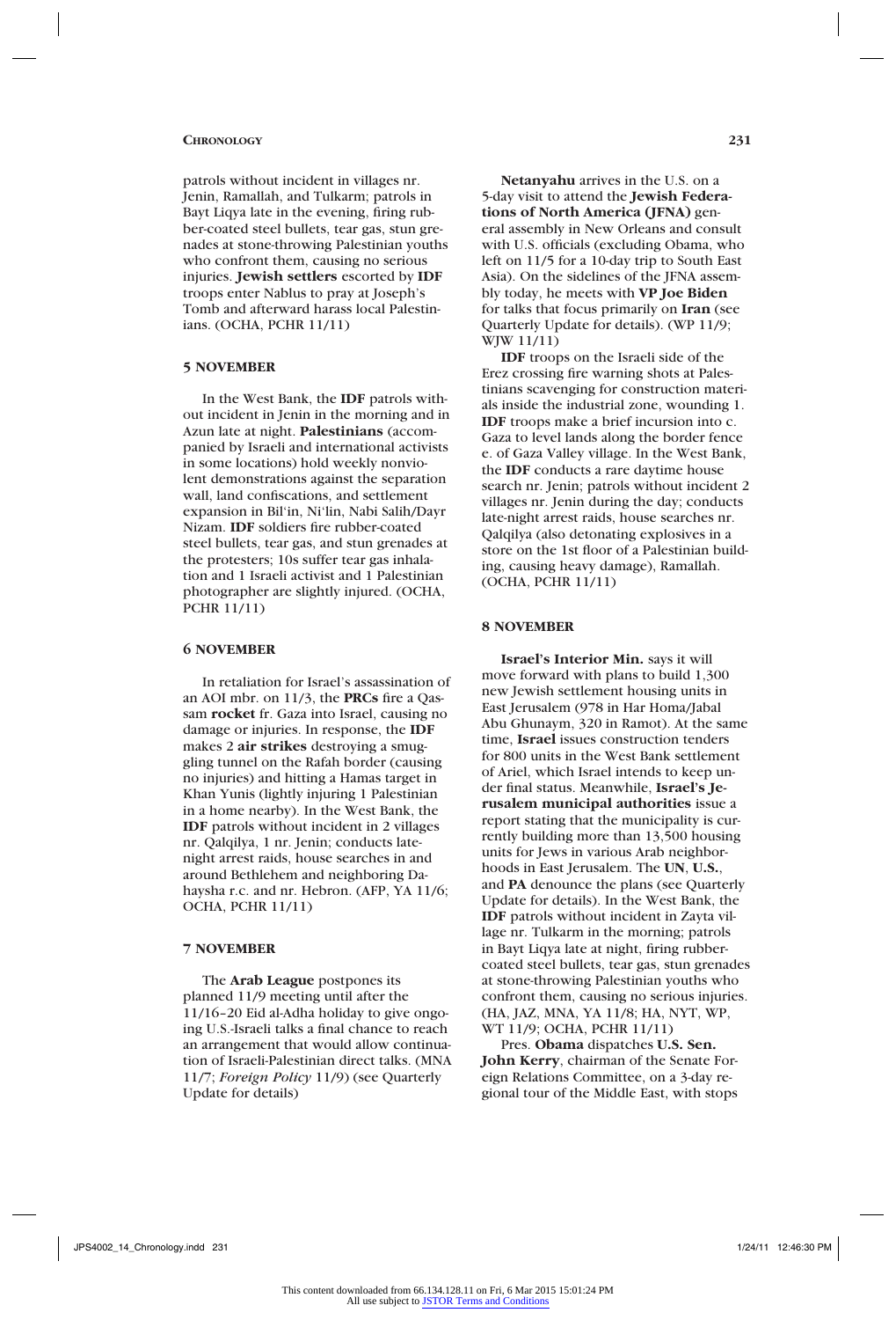patrols without incident in villages nr. Jenin, Ramallah, and Tulkarm; patrols in Bayt Liqya late in the evening, firing rubber-coated steel bullets, tear gas, stun grenades at stone-throwing Palestinian youths who confront them, causing no serious injuries. **Jewish settlers** escorted by **IDF** troops enter Nablus to pray at Joseph's Tomb and afterward harass local Palestinians. (OCHA, PCHR 11/11)

### 5 NOVEMBER

In the West Bank, the **IDF** patrols without incident in Jenin in the morning and in Azun late at night. **Palestinians** (accompanied by Israeli and international activists in some locations) hold weekly nonviolent demonstrations against the separation wall, land confiscations, and settlement expansion in Bil'in, Ni'lin, Nabi Salih/Dayr Nizam. **IDF** soldiers fire rubber-coated steel bullets, tear gas, and stun grenades at the protesters; 10s suffer tear gas inhalation and 1 Israeli activist and 1 Palestinian photographer are slightly injured. (OCHA, PCHR 11/11)

### 6 NOVEMBER

In retaliation for Israel's assassination of an AOI mbr. on 11/3, the **PRCs** fire a Qassam **rocket** fr. Gaza into Israel, causing no damage or injuries. In response, the **IDF** makes 2 **air strikes** destroying a smuggling tunnel on the Rafah border (causing no injuries) and hitting a Hamas target in Khan Yunis (lightly injuring 1 Palestinian in a home nearby). In the West Bank, the **IDF** patrols without incident in 2 villages nr. Qalqilya, 1 nr. Jenin; conducts late-night arrest raids, house searches in and around Bethlehem and neighboring Dahaysha r.c. and nr. Hebron. (AFP, YA 11/6; OCHA, PCHR 11/11)

### 7 NOVEMBER

The **Arab League** postpones its planned 11/9 meeting until after the 11/16–20 Eid al-Adha holiday to give ongoing U.S.-Israeli talks a final chance to reach an arrangement that would allow continuation of Israeli-Palestinian direct talks. (MNA 11/7; *Foreign Policy* 11/9) (see Quarterly Update for details)

**Netanyahu** arrives in the U.S. on a 5-day visit to attend the **Jewish Federations of North America (JFNA)** general assembly in New Orleans and consult with U.S. officials (excluding Obama, who left on 11/5 for a 10-day trip to South East Asia). On the sidelines of the JFNA assembly today, he meets with **VP Joe Biden** for talks that focus primarily on **Iran** (see Quarterly Update for details). (WP 11/9; WJW 11/11)

**IDF** troops on the Israeli side of the Erez crossing fire warning shots at Palestinians scavenging for construction materials inside the industrial zone, wounding 1. **IDF** troops make a brief incursion into c. Gaza to level lands along the border fence e. of Gaza Valley village. In the West Bank, the **IDF** conducts a rare daytime house search nr. Jenin; patrols without incident 2 villages nr. Jenin during the day; conducts late-night arrest raids, house searches nr. Qalqilya (also detonating explosives in a store on the 1st floor of a Palestinian building, causing heavy damage), Ramallah. (OCHA, PCHR 11/11)

### 8 NOVEMBER

**Israel's Interior Min.** says it will move forward with plans to build 1,300 new Jewish settlement housing units in East Jerusalem (978 in Har Homa/Jabal Abu Ghunaym, 320 in Ramot). At the same time, **Israel** issues construction tenders for 800 units in the West Bank settlement of Ariel, which Israel intends to keep under final status. Meanwhile, **Israel's Jerusalem municipal authorities** issue a report stating that the municipality is currently building more than 13,500 housing units for Jews in various Arab neighborhoods in East Jerusalem. The **UN**, **U.S.**, and **PA** denounce the plans (see Quarterly Update for details). In the West Bank, the **IDF** patrols without incident in Zayta village nr. Tulkarm in the morning; patrols in Bayt Liqya late at night, firing rubber-coated steel bullets, tear gas, stun grenades at stone-throwing Palestinian youths who confront them, causing no serious injuries. (HA, JAZ, MNA, YA 11/8; HA, NYT, WP, WT 11/9; OCHA, PCHR 11/11)

Pres. **Obama** dispatches **U.S. Sen. John Kerry**, chairman of the Senate Foreign Relations Committee, on a 3-day regional tour of the Middle East, with stops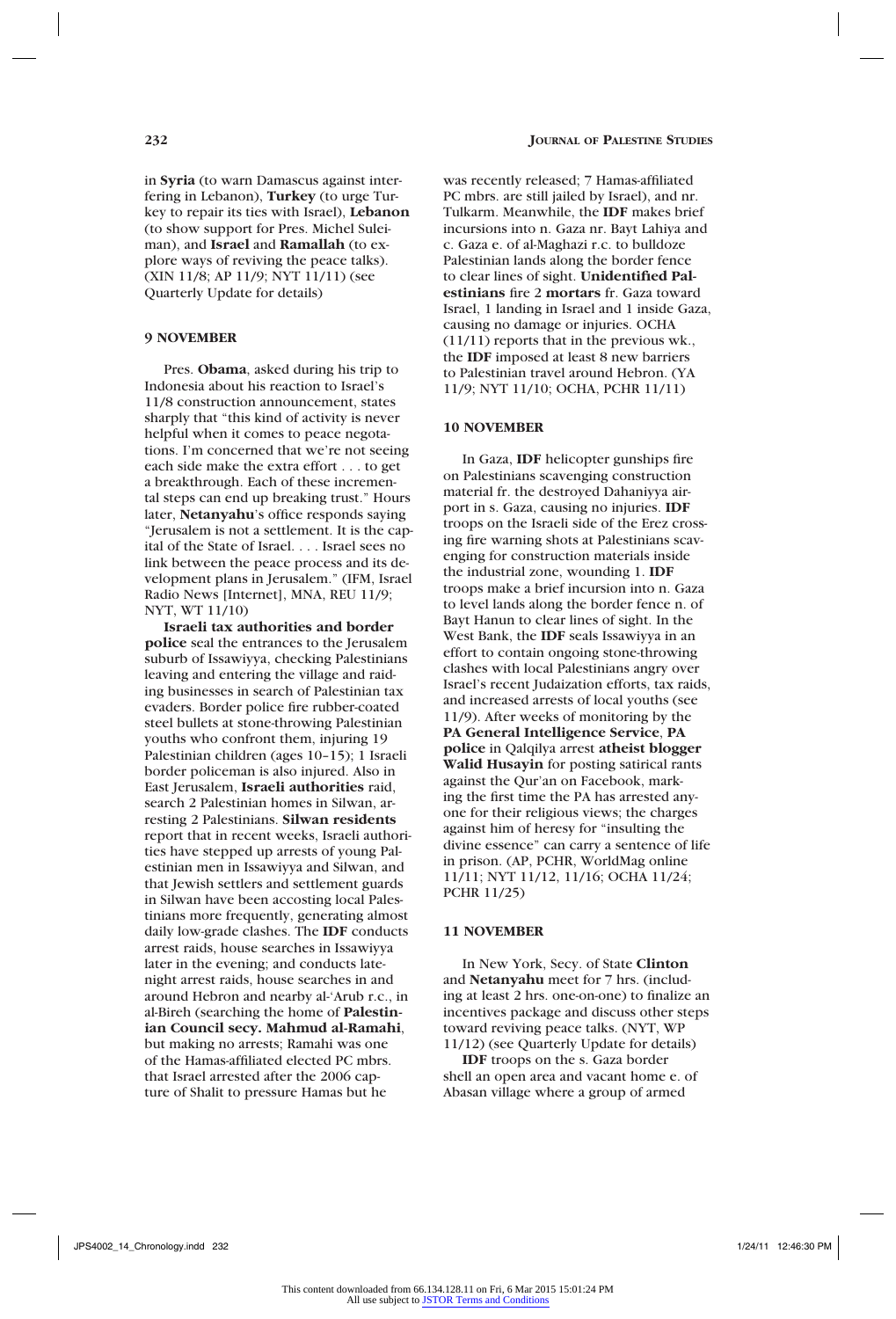in **Syria** (to warn Damascus against interfering in Lebanon), **Turkey** (to urge Turkey to repair its ties with Israel), **Lebanon** (to show support for Pres. Michel Suleiman), and **Israel** and **Ramallah** (to explore ways of reviving the peace talks). (XIN 11/8; AP 11/9; NYT 11/11) (see Quarterly Update for details)

### 9 NOVEMBER

Pres. **Obama**, asked during his trip to Indonesia about his reaction to Israel's 11/8 construction announcement, states sharply that "this kind of activity is never helpful when it comes to peace negotations. I'm concerned that we're not seeing each side make the extra effort . . . to get a breakthrough. Each of these incremental steps can end up breaking trust." Hours later, **Netanyahu**'s office responds saying "Jerusalem is not a settlement. It is the capital of the State of Israel. . . . Israel sees no link between the peace process and its development plans in Jerusalem." (IFM, Israel Radio News [Internet], MNA, REU 11/9; NYT, WT 11/10)

**Israeli tax authorities and border police** seal the entrances to the Jerusalem suburb of Issawiyya, checking Palestinians leaving and entering the village and raiding businesses in search of Palestinian tax evaders. Border police fire rubber-coated steel bullets at stone-throwing Palestinian youths who confront them, injuring 19 Palestinian children (ages 10–15); 1 Israeli border policeman is also injured. Also in East Jerusalem, **Israeli authorities** raid, search 2 Palestinian homes in Silwan, arresting 2 Palestinians. **Silwan residents** report that in recent weeks, Israeli authorities have stepped up arrests of young Palestinian men in Issawiyya and Silwan, and that Jewish settlers and settlement guards in Silwan have been accosting local Palestinians more frequently, generating almost daily low-grade clashes. The **IDF** conducts arrest raids, house searches in Issawiyya later in the evening; and conducts late-night arrest raids, house searches in and around Hebron and nearby al-'Arub r.c., in al-Bireh (searching the home of **Palestinian Council secy. Mahmud al-Ramahi**, but making no arrests; Ramahi was one of the Hamas-affiliated elected PC mbrs. that Israel arrested after the 2006 capture of Shalit to pressure Hamas but he was recently released; 7 Hamas-affiliated PC mbrs. are still jailed by Israel), and nr. Tulkarm. Meanwhile, the **IDF** makes brief incursions into n. Gaza nr. Bayt Lahiya and c. Gaza e. of al-Maghazi r.c. to bulldoze Palestinian lands along the border fence to clear lines of sight. **Unidentified Palestinians** fire 2 **mortars** fr. Gaza toward Israel, 1 landing in Israel and 1 inside Gaza, causing no damage or injuries. OCHA (11/11) reports that in the previous wk., the **IDF** imposed at least 8 new barriers to Palestinian travel around Hebron. (YA 11/9; NYT 11/10; OCHA, PCHR 11/11)

### 10 NOVEMBER

In Gaza, **IDF** helicopter gunships fire on Palestinians scavenging construction material fr. the destroyed Dahaniyya airport in s. Gaza, causing no injuries. **IDF** troops on the Israeli side of the Erez crossing fire warning shots at Palestinians scavenging for construction materials inside the industrial zone, wounding 1. **IDF** troops make a brief incursion into n. Gaza to level lands along the border fence n. of Bayt Hanun to clear lines of sight. In the West Bank, the **IDF** seals Issawiyya in an effort to contain ongoing stone-throwing clashes with local Palestinians angry over Israel's recent Judaization efforts, tax raids, and increased arrests of local youths (see 11/9). After weeks of monitoring by the **PA General Intelligence Service**, **PA police** in Qalqilya arrest **atheist blogger Walid Husayin** for posting satirical rants against the Qur'an on Facebook, marking the first time the PA has arrested anyone for their religious views; the charges against him of heresy for "insulting the divine essence" can carry a sentence of life in prison. (AP, PCHR, WorldMag online 11/11; NYT 11/12, 11/16; OCHA 11/24; PCHR 11/25)

### 11 NOVEMBER

In New York, Secy. of State **Clinton** and **Netanyahu** meet for 7 hrs. (including at least 2 hrs. one-on-one) to finalize an incentives package and discuss other steps toward reviving peace talks. (NYT, WP 11/12) (see Quarterly Update for details)

**IDF** troops on the s. Gaza border shell an open area and vacant home e. of Abasan village where a group of armed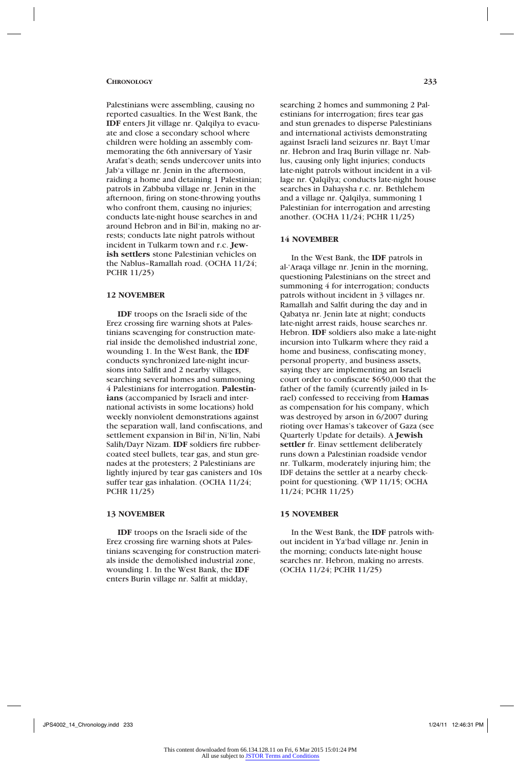Palestinians were assembling, causing no reported casualties. In the West Bank, the **IDF** enters Jit village nr. Qalqilya to evacuate and close a secondary school where children were holding an assembly commemorating the 6th anniversary of Yasir Arafat's death; sends undercover units into Jab'a village nr. Jenin in the afternoon, raiding a home and detaining 1 Palestinian; patrols in Zabbuba village nr. Jenin in the afternoon, firing on stone-throwing youths who confront them, causing no injuries; conducts late-night house searches in and around Hebron and in Bil'in, making no arrests; conducts late night patrols without incident in Tulkarm town and r.c. **Jewish settlers** stone Palestinian vehicles on the Nablus–Ramallah road. (OCHA 11/24; PCHR 11/25)

### 12 NOVEMBER

**IDF** troops on the Israeli side of the Erez crossing fire warning shots at Palestinians scavenging for construction material inside the demolished industrial zone, wounding 1. In the West Bank, the **IDF** conducts synchronized late-night incursions into Salfit and 2 nearby villages, searching several homes and summoning 4 Palestinians for interrogation. **Palestinians** (accompanied by Israeli and international activists in some locations) hold weekly nonviolent demonstrations against the separation wall, land confiscations, and settlement expansion in Bil'in, Ni'lin, Nabi Salih/Dayr Nizam. **IDF** soldiers fire rubber-coated steel bullets, tear gas, and stun grenades at the protesters; 2 Palestinians are lightly injured by tear gas canisters and 10s suffer tear gas inhalation. (OCHA 11/24; PCHR 11/25)

### 13 NOVEMBER

**IDF** troops on the Israeli side of the Erez crossing fire warning shots at Palestinians scavenging for construction materials inside the demolished industrial zone, wounding 1. In the West Bank, the **IDF** enters Burin village nr. Salfit at midday, searching 2 homes and summoning 2 Palestinians for interrogation; fires tear gas and stun grenades to disperse Palestinians and international activists demonstrating against Israeli land seizures nr. Bayt Umar nr. Hebron and Iraq Burin village nr. Nablus, causing only light injuries; conducts late-night patrols without incident in a village nr. Qalqilya; conducts late-night house searches in Dahaysha r.c. nr. Bethlehem and a village nr. Qalqilya, summoning 1 Palestinian for interrogation and arresting another. (OCHA 11/24; PCHR 11/25)

### 14 NOVEMBER

In the West Bank, the **IDF** patrols in al-'Araqa village nr. Jenin in the morning, questioning Palestinians on the street and summoning 4 for interrogation; conducts patrols without incident in 3 villages nr. Ramallah and Salfit during the day and in Qabatya nr. Jenin late at night; conducts late-night arrest raids, house searches nr. Hebron. **IDF** soldiers also make a late-night incursion into Tulkarm where they raid a home and business, confiscating money, personal property, and business assets, saying they are implementing an Israeli court order to confiscate $650,000 that the father of the family (currently jailed in Israel) confessed to receiving from **Hamas** as compensation for his company, which was destroyed by arson in 6/2007 during rioting over Hamas's takeover of Gaza (see Quarterly Update for details). A **Jewish settler** fr. Einav settlement deliberately runs down a Palestinian roadside vendor nr. Tulkarm, moderately injuring him; the IDF detains the settler at a nearby checkpoint for questioning. (WP 11/15; OCHA 11/24; PCHR 11/25)

### 15 NOVEMBER

In the West Bank, the **IDF** patrols without incident in Ya'bad village nr. Jenin in the morning; conducts late-night house searches nr. Hebron, making no arrests. (OCHA 11/24; PCHR 11/25)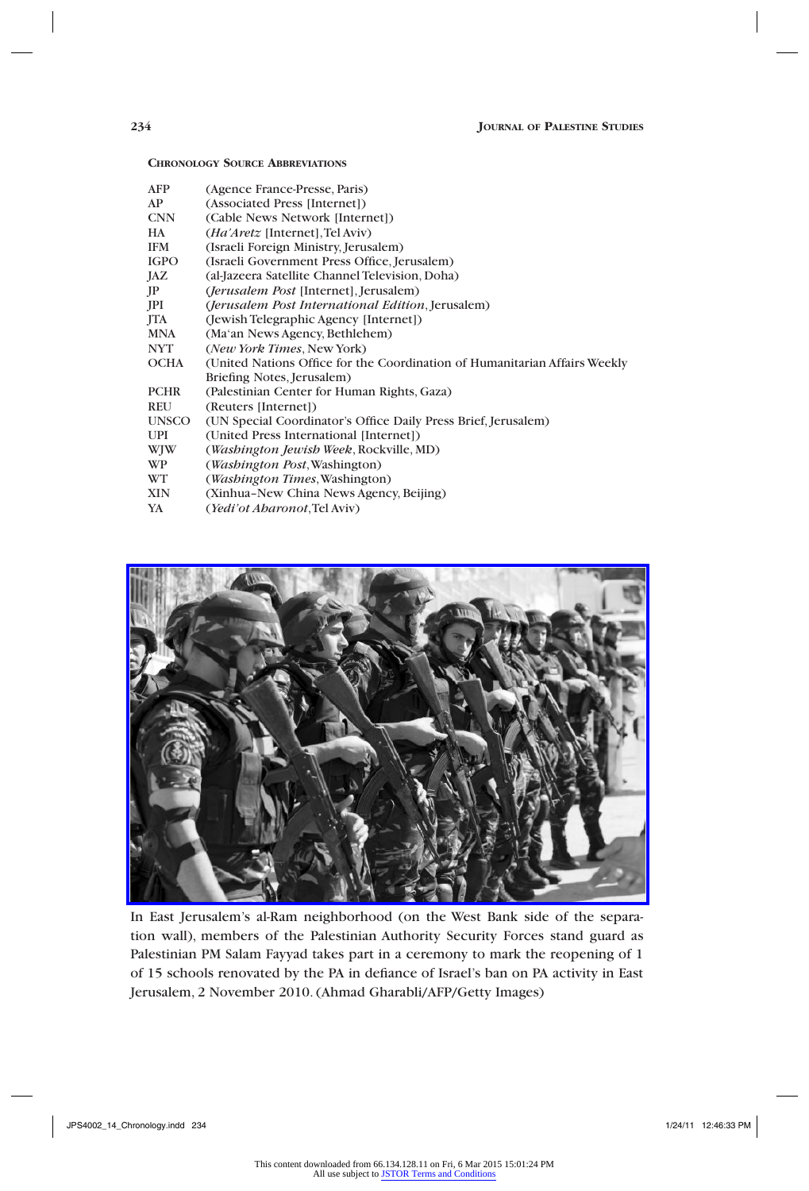**Chronology Source Abbreviations**

| | |
|---|---|
| AFP | (Agence France-Presse, Paris) |
| AP | (Associated Press [Internet]) |
| CNN | (Cable News Network [Internet]) |
| HA | (*Ha'Aretz* [Internet], Tel Aviv) |
| IFM | (Israeli Foreign Ministry, Jerusalem) |
| IGPO | (Israeli Government Press Office, Jerusalem) |
| JAZ | (al-Jazeera Satellite Channel Television, Doha) |
| JP | (*Jerusalem Post* [Internet], Jerusalem) |
| JPI | (*Jerusalem Post International Edition*, Jerusalem) |
| JTA | (Jewish Telegraphic Agency [Internet]) |
| MNA | (Ma'an News Agency, Bethlehem) |
| NYT | (*New York Times*, New York) |
| OCHA | (United Nations Office for the Coordination of Humanitarian Affairs Weekly Briefing Notes, Jerusalem) |
| PCHR | (Palestinian Center for Human Rights, Gaza) |
| REU | (Reuters [Internet]) |
| UNSCO | (UN Special Coordinator's Office Daily Press Brief, Jerusalem) |
| UPI | (United Press International [Internet]) |
| WJW | (*Washington Jewish Week*, Rockville, MD) |
| WP | (*Washington Post*, Washington) |
| WT | (*Washington Times*, Washington) |
| XIN | (Xinhua–New China News Agency, Beijing) |
| YA | (*Yedi'ot Aharonot*, Tel Aviv) |

In East Jerusalem's al-Ram neighborhood (on the West Bank side of the separation wall), members of the Palestinian Authority Security Forces stand guard as Palestinian PM Salam Fayyad takes part in a ceremony to mark the reopening of 1 of 15 schools renovated by the PA in defiance of Israel's ban on PA activity in East Jerusalem, 2 November 2010. (Ahmad Gharabli/AFP/Getty Images)